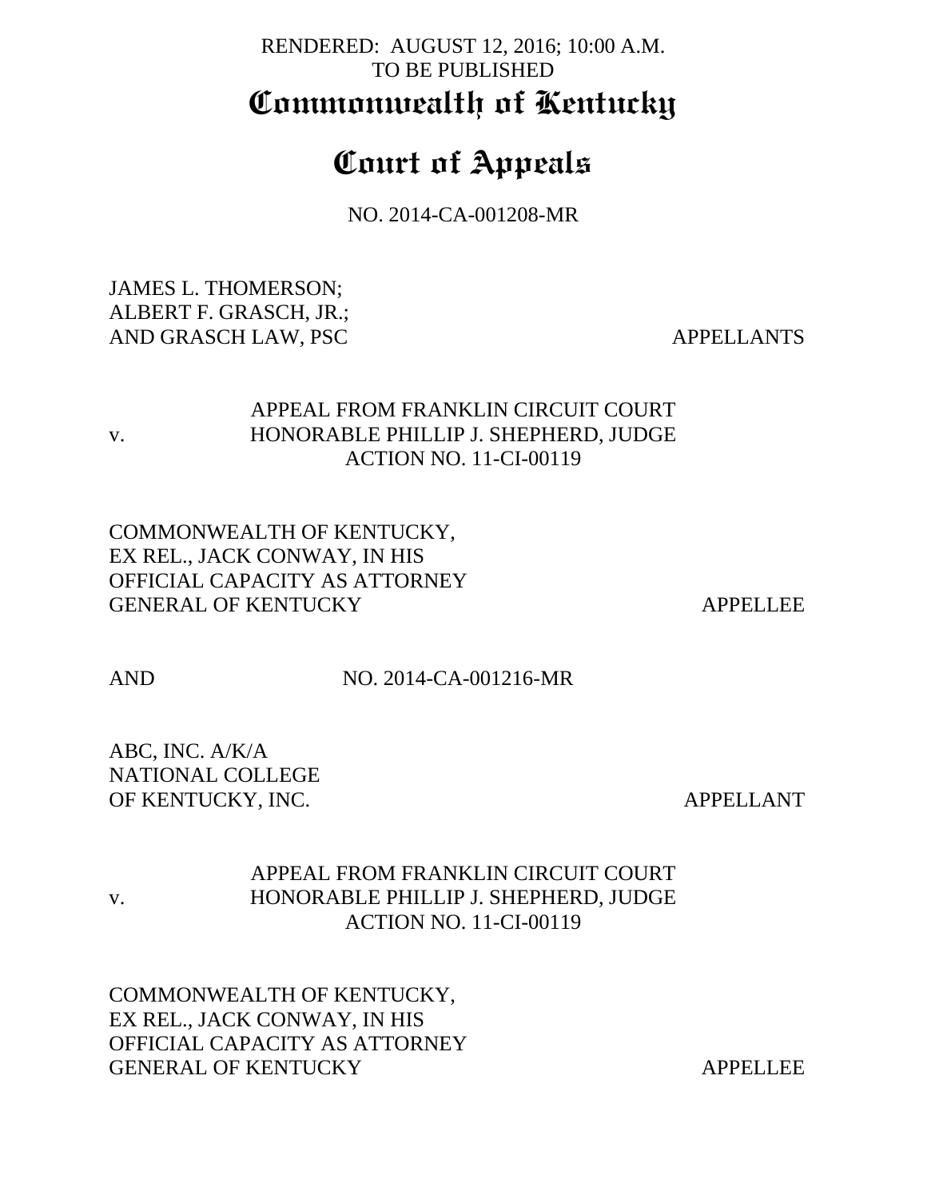RENDERED: AUGUST 12, 2016; 10:00 A.M.
TO BE PUBLISHED

# Commonwealth of Kentucky

# Court of Appeals

NO. 2014-CA-001208-MR

JAMES L. THOMERSON;
ALBERT F. GRASCH, JR.;
AND GRASCH LAW, PSC APPELLANTS

v. APPEAL FROM FRANKLIN CIRCUIT COURT
HONORABLE PHILLIP J. SHEPHERD, JUDGE
ACTION NO. 11-CI-00119

COMMONWEALTH OF KENTUCKY,
EX REL., JACK CONWAY, IN HIS
OFFICIAL CAPACITY AS ATTORNEY
GENERAL OF KENTUCKY APPELLEE

AND NO. 2014-CA-001216-MR

ABC, INC. A/K/A
NATIONAL COLLEGE
OF KENTUCKY, INC. APPELLANT

v. APPEAL FROM FRANKLIN CIRCUIT COURT
HONORABLE PHILLIP J. SHEPHERD, JUDGE
ACTION NO. 11-CI-00119

COMMONWEALTH OF KENTUCKY,
EX REL., JACK CONWAY, IN HIS
OFFICIAL CAPACITY AS ATTORNEY
GENERAL OF KENTUCKY APPELLEE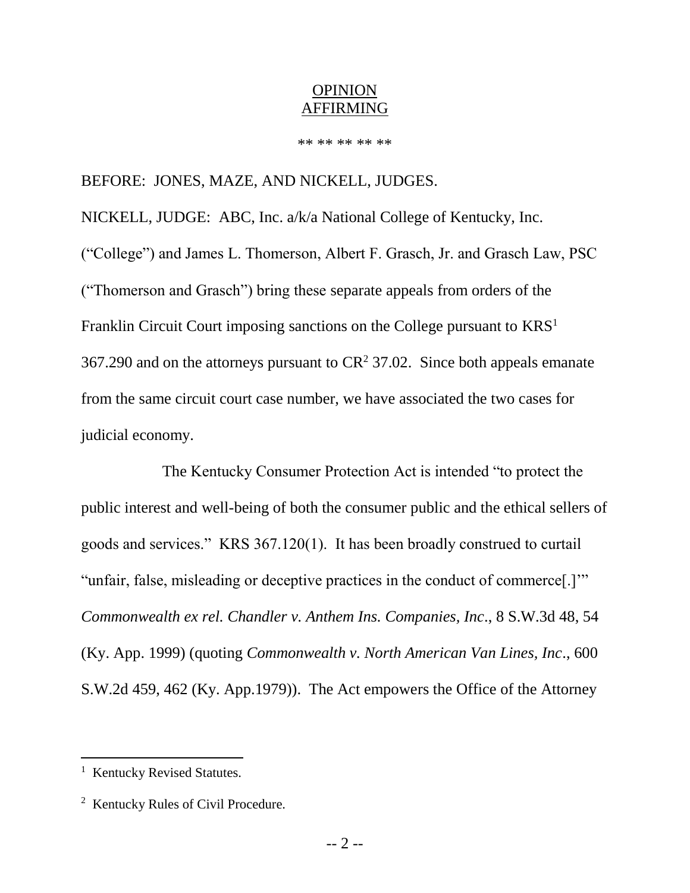OPINION
AFFIRMING

** ** ** ** **

BEFORE: JONES, MAZE, AND NICKELL, JUDGES.

NICKELL, JUDGE: ABC, Inc. a/k/a National College of Kentucky, Inc. ("College") and James L. Thomerson, Albert F. Grasch, Jr. and Grasch Law, PSC ("Thomerson and Grasch") bring these separate appeals from orders of the Franklin Circuit Court imposing sanctions on the College pursuant to KRS[1] 367.290 and on the attorneys pursuant to CR[2] 37.02. Since both appeals emanate from the same circuit court case number, we have associated the two cases for judicial economy.

The Kentucky Consumer Protection Act is intended "to protect the public interest and well-being of both the consumer public and the ethical sellers of goods and services." KRS 367.120(1). It has been broadly construed to curtail "unfair, false, misleading or deceptive practices in the conduct of commerce[.]'" *Commonwealth ex rel. Chandler v. Anthem Ins. Companies, Inc*., 8 S.W.3d 48, 54 (Ky. App. 1999) (quoting *Commonwealth v. North American Van Lines, Inc*., 600 S.W.2d 459, 462 (Ky. App.1979)). The Act empowers the Office of the Attorney

---

[1] Kentucky Revised Statutes.

[2] Kentucky Rules of Civil Procedure.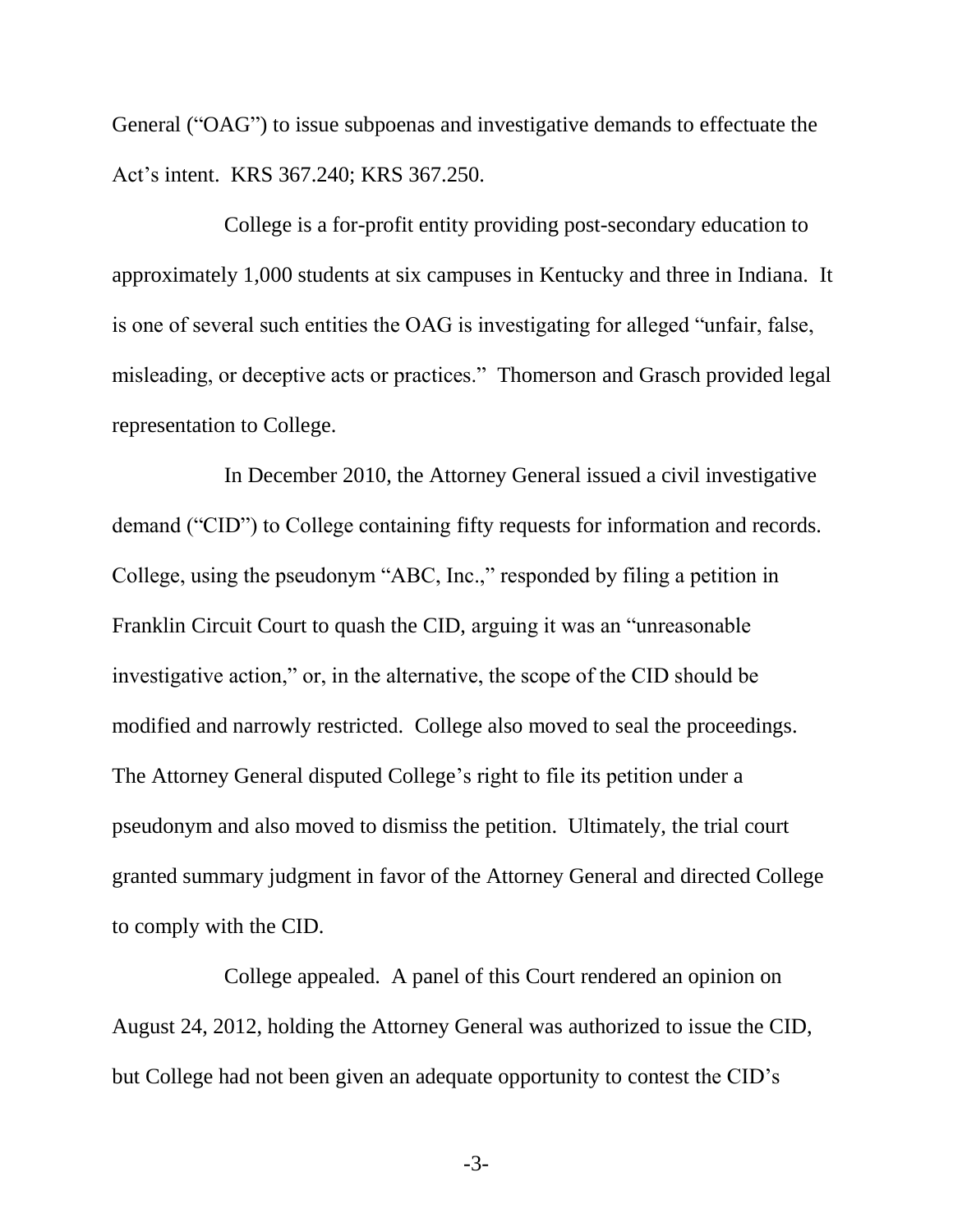General ("OAG") to issue subpoenas and investigative demands to effectuate the Act's intent. KRS 367.240; KRS 367.250.

College is a for-profit entity providing post-secondary education to approximately 1,000 students at six campuses in Kentucky and three in Indiana. It is one of several such entities the OAG is investigating for alleged "unfair, false, misleading, or deceptive acts or practices." Thomerson and Grasch provided legal representation to College.

In December 2010, the Attorney General issued a civil investigative demand ("CID") to College containing fifty requests for information and records. College, using the pseudonym "ABC, Inc.," responded by filing a petition in Franklin Circuit Court to quash the CID, arguing it was an "unreasonable investigative action," or, in the alternative, the scope of the CID should be modified and narrowly restricted. College also moved to seal the proceedings. The Attorney General disputed College's right to file its petition under a pseudonym and also moved to dismiss the petition. Ultimately, the trial court granted summary judgment in favor of the Attorney General and directed College to comply with the CID.

College appealed. A panel of this Court rendered an opinion on August 24, 2012, holding the Attorney General was authorized to issue the CID, but College had not been given an adequate opportunity to contest the CID's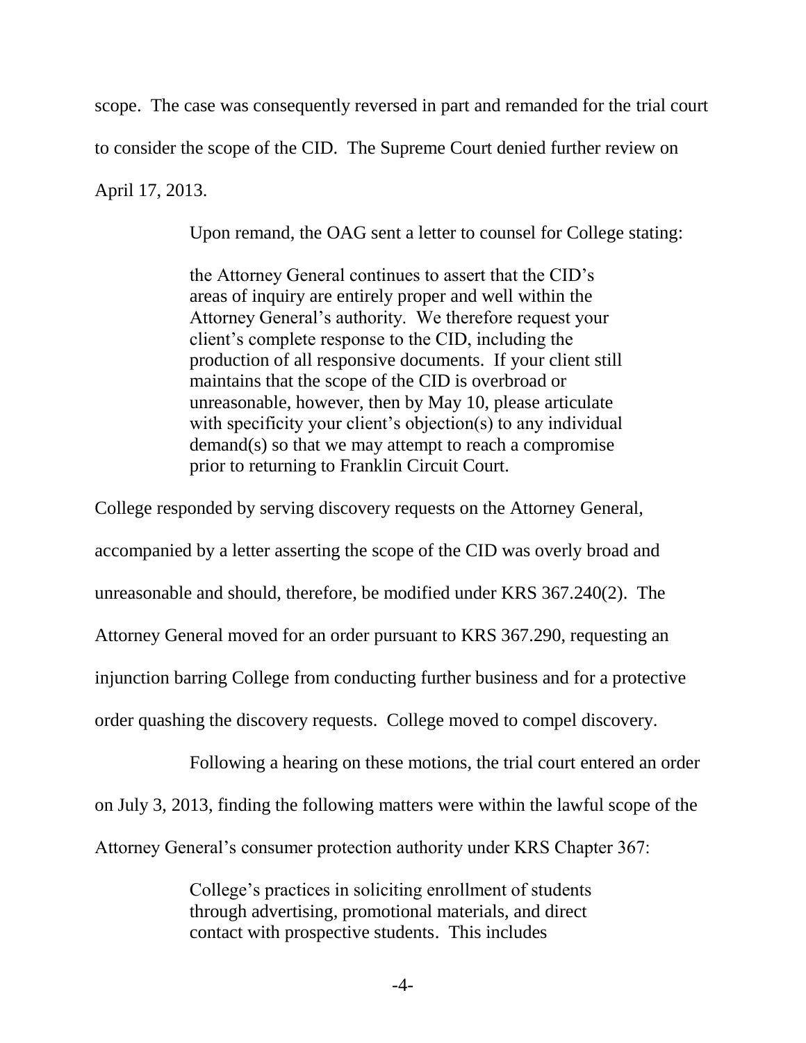scope. The case was consequently reversed in part and remanded for the trial court to consider the scope of the CID. The Supreme Court denied further review on April 17, 2013.

Upon remand, the OAG sent a letter to counsel for College stating:

> the Attorney General continues to assert that the CID's areas of inquiry are entirely proper and well within the Attorney General's authority. We therefore request your client's complete response to the CID, including the production of all responsive documents. If your client still maintains that the scope of the CID is overbroad or unreasonable, however, then by May 10, please articulate with specificity your client's objection(s) to any individual demand(s) so that we may attempt to reach a compromise prior to returning to Franklin Circuit Court.

College responded by serving discovery requests on the Attorney General, accompanied by a letter asserting the scope of the CID was overly broad and unreasonable and should, therefore, be modified under KRS 367.240(2). The Attorney General moved for an order pursuant to KRS 367.290, requesting an injunction barring College from conducting further business and for a protective order quashing the discovery requests. College moved to compel discovery.

Following a hearing on these motions, the trial court entered an order on July 3, 2013, finding the following matters were within the lawful scope of the Attorney General's consumer protection authority under KRS Chapter 367:

> College's practices in soliciting enrollment of students through advertising, promotional materials, and direct contact with prospective students. This includes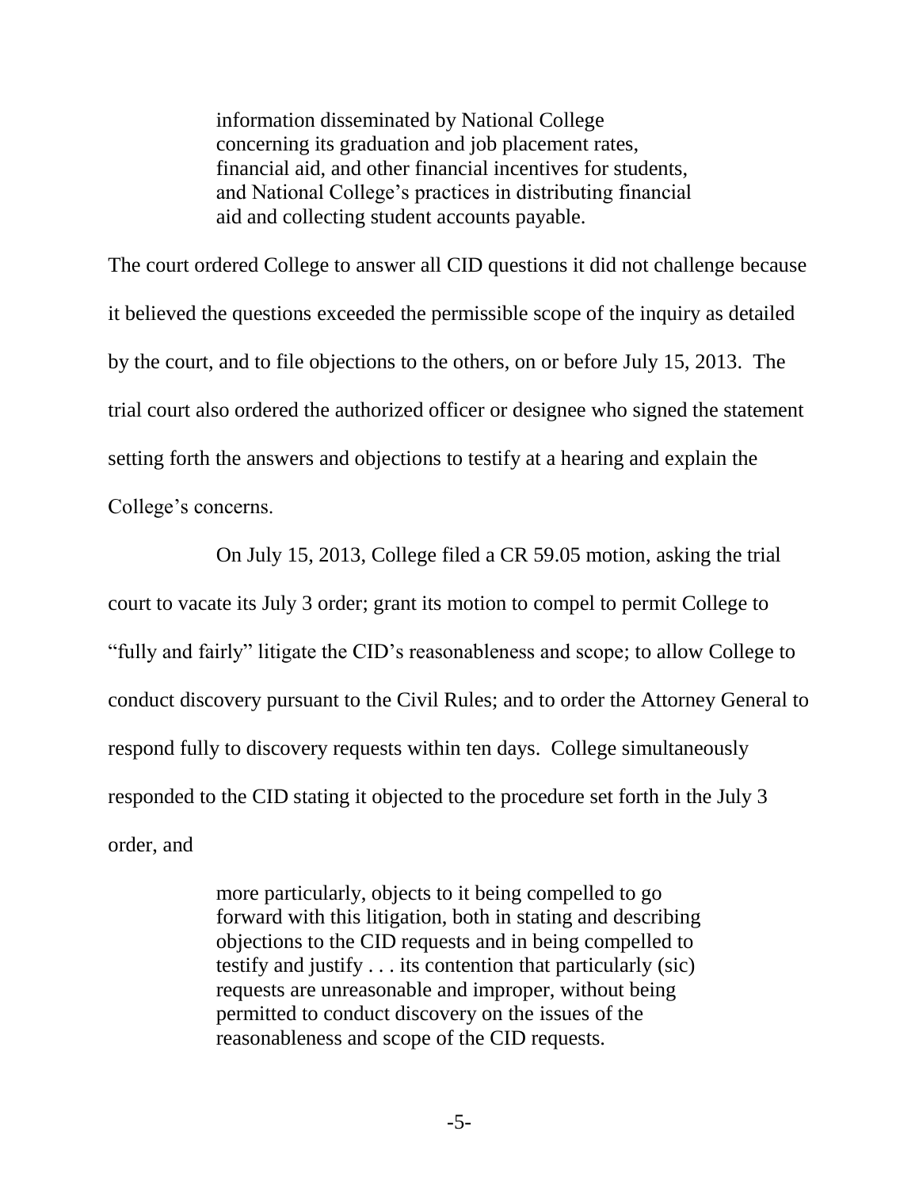> information disseminated by National College concerning its graduation and job placement rates, financial aid, and other financial incentives for students, and National College's practices in distributing financial aid and collecting student accounts payable.

The court ordered College to answer all CID questions it did not challenge because it believed the questions exceeded the permissible scope of the inquiry as detailed by the court, and to file objections to the others, on or before July 15, 2013. The trial court also ordered the authorized officer or designee who signed the statement setting forth the answers and objections to testify at a hearing and explain the College's concerns.

On July 15, 2013, College filed a CR 59.05 motion, asking the trial court to vacate its July 3 order; grant its motion to compel to permit College to "fully and fairly" litigate the CID's reasonableness and scope; to allow College to conduct discovery pursuant to the Civil Rules; and to order the Attorney General to respond fully to discovery requests within ten days. College simultaneously responded to the CID stating it objected to the procedure set forth in the July 3 order, and

> more particularly, objects to it being compelled to go forward with this litigation, both in stating and describing objections to the CID requests and in being compelled to testify and justify . . . its contention that particularly (sic) requests are unreasonable and improper, without being permitted to conduct discovery on the issues of the reasonableness and scope of the CID requests.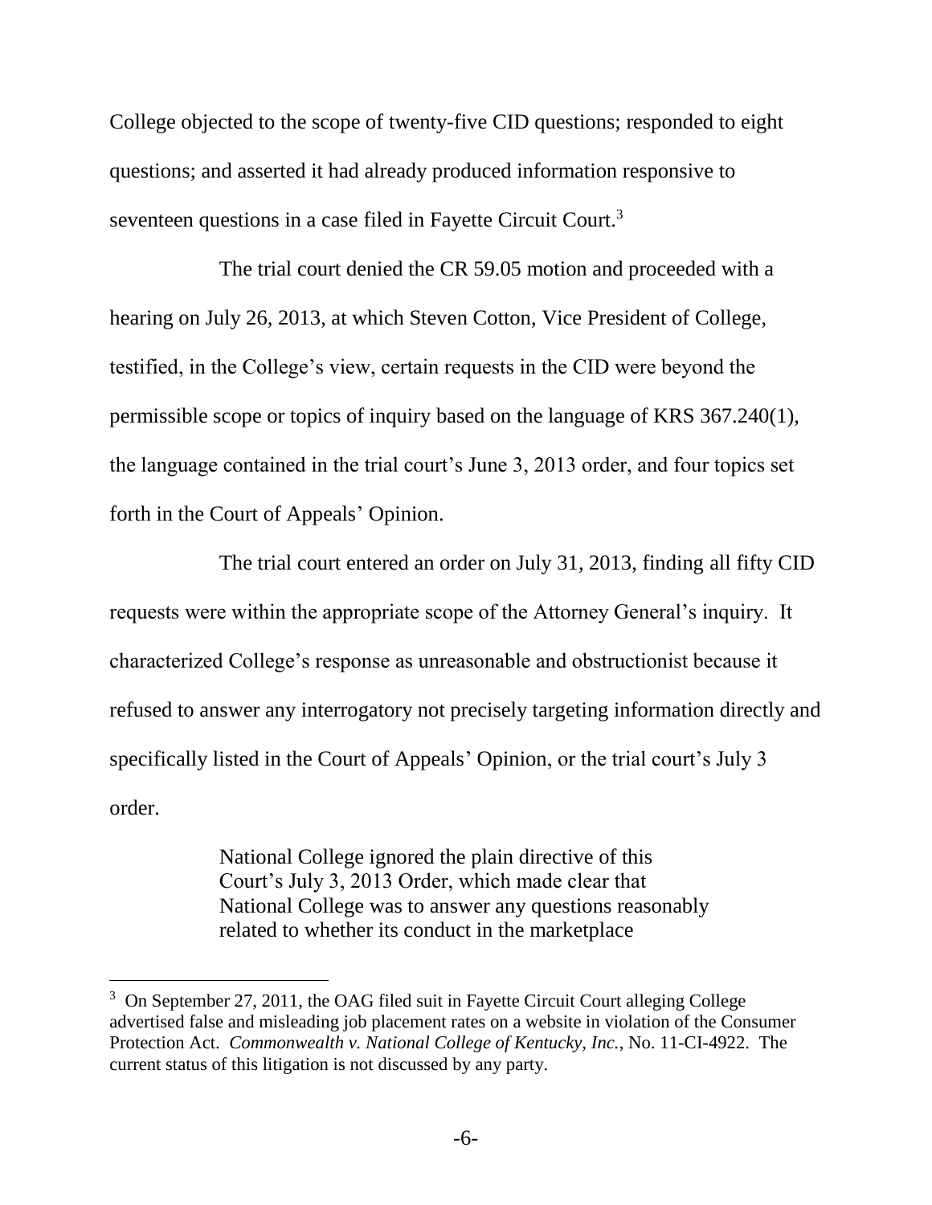College objected to the scope of twenty-five CID questions; responded to eight questions; and asserted it had already produced information responsive to seventeen questions in a case filed in Fayette Circuit Court.[3]

The trial court denied the CR 59.05 motion and proceeded with a hearing on July 26, 2013, at which Steven Cotton, Vice President of College, testified, in the College's view, certain requests in the CID were beyond the permissible scope or topics of inquiry based on the language of KRS 367.240(1), the language contained in the trial court's June 3, 2013 order, and four topics set forth in the Court of Appeals' Opinion.

The trial court entered an order on July 31, 2013, finding all fifty CID requests were within the appropriate scope of the Attorney General's inquiry. It characterized College's response as unreasonable and obstructionist because it refused to answer any interrogatory not precisely targeting information directly and specifically listed in the Court of Appeals' Opinion, or the trial court's July 3 order.

> National College ignored the plain directive of this Court's July 3, 2013 Order, which made clear that National College was to answer any questions reasonably related to whether its conduct in the marketplace

[3] On September 27, 2011, the OAG filed suit in Fayette Circuit Court alleging College advertised false and misleading job placement rates on a website in violation of the Consumer Protection Act. *Commonwealth v. National College of Kentucky, Inc.*, No. 11-CI-4922. The current status of this litigation is not discussed by any party.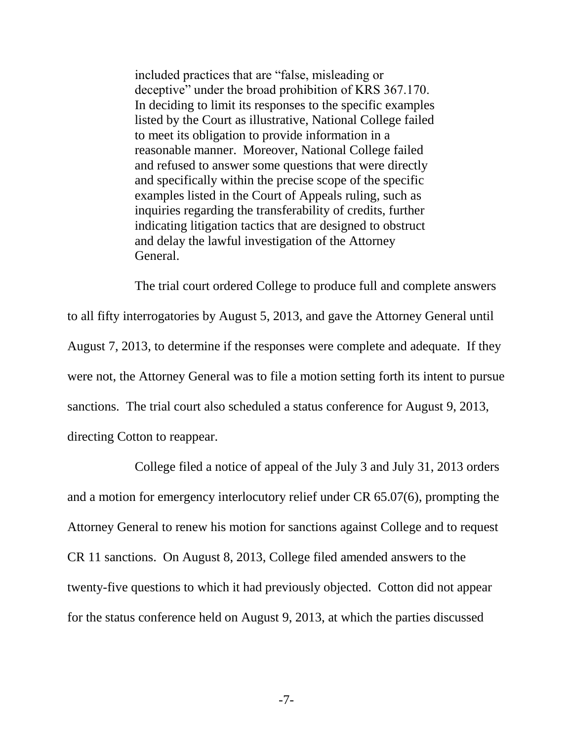> included practices that are "false, misleading or deceptive" under the broad prohibition of KRS 367.170. In deciding to limit its responses to the specific examples listed by the Court as illustrative, National College failed to meet its obligation to provide information in a reasonable manner. Moreover, National College failed and refused to answer some questions that were directly and specifically within the precise scope of the specific examples listed in the Court of Appeals ruling, such as inquiries regarding the transferability of credits, further indicating litigation tactics that are designed to obstruct and delay the lawful investigation of the Attorney General.

The trial court ordered College to produce full and complete answers to all fifty interrogatories by August 5, 2013, and gave the Attorney General until August 7, 2013, to determine if the responses were complete and adequate. If they were not, the Attorney General was to file a motion setting forth its intent to pursue sanctions. The trial court also scheduled a status conference for August 9, 2013, directing Cotton to reappear.

College filed a notice of appeal of the July 3 and July 31, 2013 orders and a motion for emergency interlocutory relief under CR 65.07(6), prompting the Attorney General to renew his motion for sanctions against College and to request CR 11 sanctions. On August 8, 2013, College filed amended answers to the twenty-five questions to which it had previously objected. Cotton did not appear for the status conference held on August 9, 2013, at which the parties discussed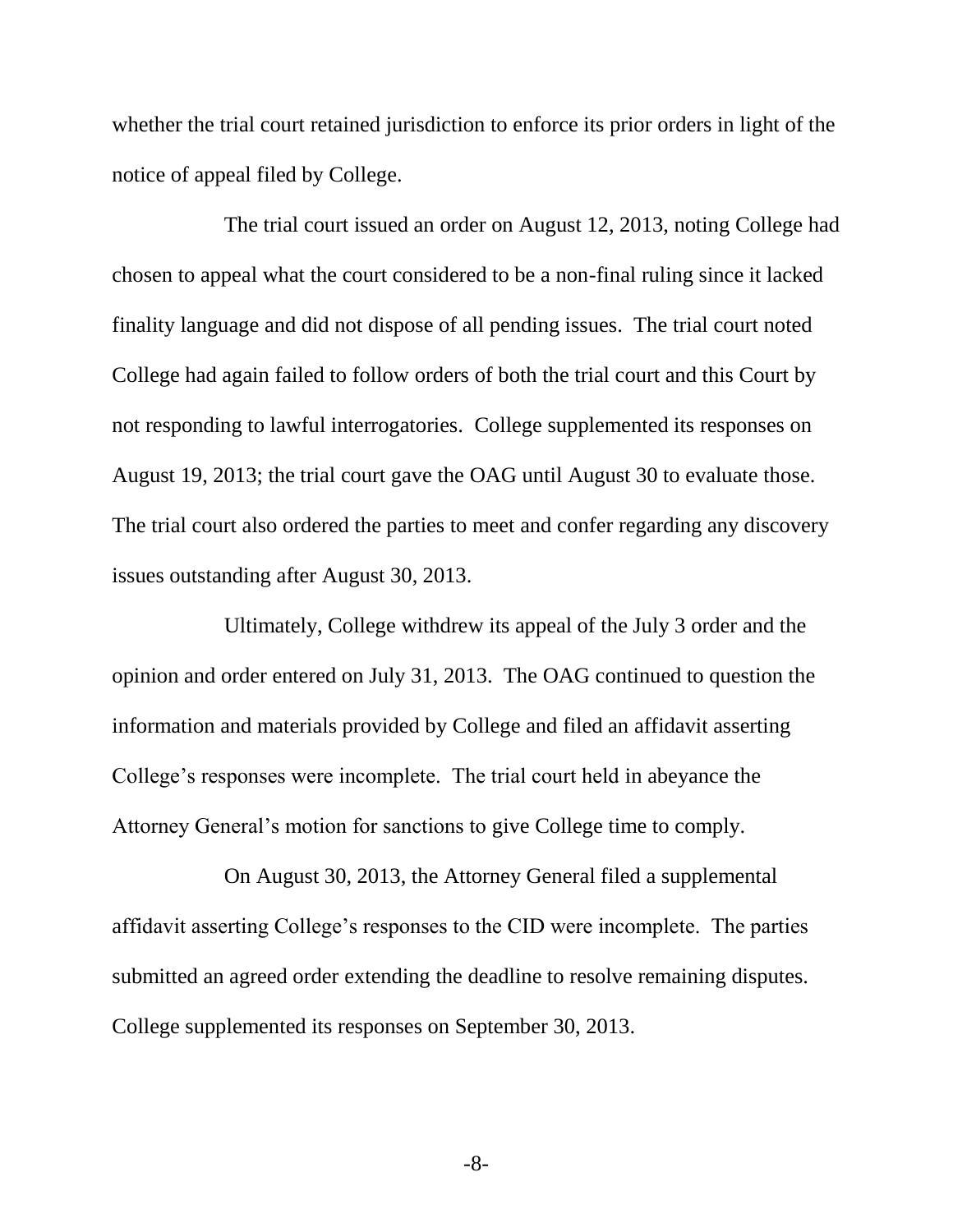whether the trial court retained jurisdiction to enforce its prior orders in light of the notice of appeal filed by College.

The trial court issued an order on August 12, 2013, noting College had chosen to appeal what the court considered to be a non-final ruling since it lacked finality language and did not dispose of all pending issues. The trial court noted College had again failed to follow orders of both the trial court and this Court by not responding to lawful interrogatories. College supplemented its responses on August 19, 2013; the trial court gave the OAG until August 30 to evaluate those. The trial court also ordered the parties to meet and confer regarding any discovery issues outstanding after August 30, 2013.

Ultimately, College withdrew its appeal of the July 3 order and the opinion and order entered on July 31, 2013. The OAG continued to question the information and materials provided by College and filed an affidavit asserting College's responses were incomplete. The trial court held in abeyance the Attorney General's motion for sanctions to give College time to comply.

On August 30, 2013, the Attorney General filed a supplemental affidavit asserting College's responses to the CID were incomplete. The parties submitted an agreed order extending the deadline to resolve remaining disputes. College supplemented its responses on September 30, 2013.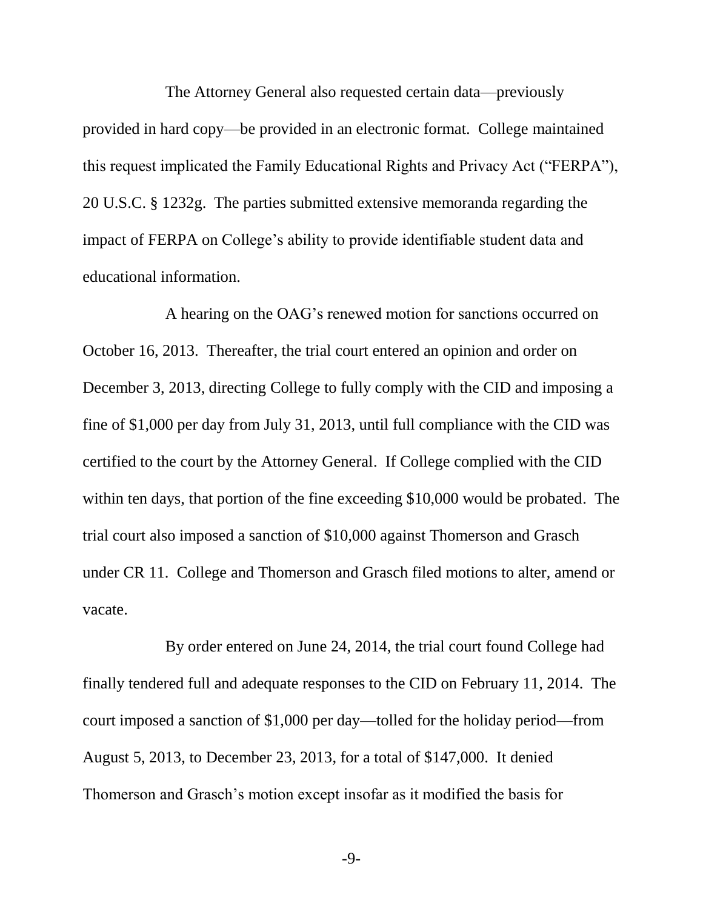The Attorney General also requested certain data—previously provided in hard copy—be provided in an electronic format. College maintained this request implicated the Family Educational Rights and Privacy Act ("FERPA"), 20 U.S.C. § 1232g. The parties submitted extensive memoranda regarding the impact of FERPA on College's ability to provide identifiable student data and educational information.

A hearing on the OAG's renewed motion for sanctions occurred on October 16, 2013. Thereafter, the trial court entered an opinion and order on December 3, 2013, directing College to fully comply with the CID and imposing a fine of $1,000 per day from July 31, 2013, until full compliance with the CID was certified to the court by the Attorney General. If College complied with the CID within ten days, that portion of the fine exceeding $10,000 would be probated. The trial court also imposed a sanction of $10,000 against Thomerson and Grasch under CR 11. College and Thomerson and Grasch filed motions to alter, amend or vacate.

By order entered on June 24, 2014, the trial court found College had finally tendered full and adequate responses to the CID on February 11, 2014. The court imposed a sanction of $1,000 per day—tolled for the holiday period—from August 5, 2013, to December 23, 2013, for a total of $147,000. It denied Thomerson and Grasch's motion except insofar as it modified the basis for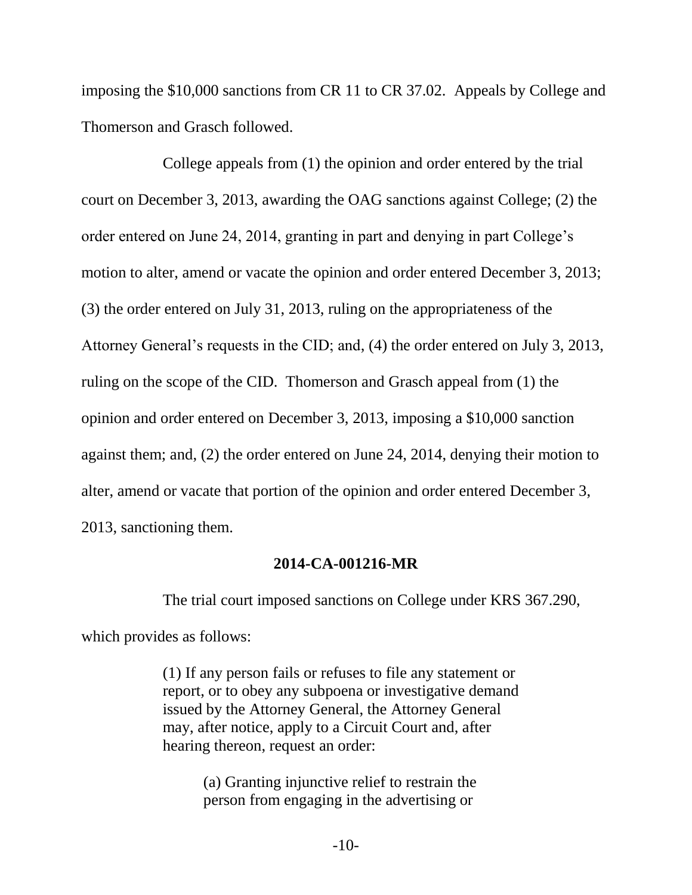imposing the $10,000 sanctions from CR 11 to CR 37.02. Appeals by College and Thomerson and Grasch followed.

College appeals from (1) the opinion and order entered by the trial court on December 3, 2013, awarding the OAG sanctions against College; (2) the order entered on June 24, 2014, granting in part and denying in part College's motion to alter, amend or vacate the opinion and order entered December 3, 2013; (3) the order entered on July 31, 2013, ruling on the appropriateness of the Attorney General's requests in the CID; and, (4) the order entered on July 3, 2013, ruling on the scope of the CID. Thomerson and Grasch appeal from (1) the opinion and order entered on December 3, 2013, imposing a $10,000 sanction against them; and, (2) the order entered on June 24, 2014, denying their motion to alter, amend or vacate that portion of the opinion and order entered December 3, 2013, sanctioning them.

**2014-CA-001216-MR**

The trial court imposed sanctions on College under KRS 367.290, which provides as follows:

> (1) If any person fails or refuses to file any statement or report, or to obey any subpoena or investigative demand issued by the Attorney General, the Attorney General may, after notice, apply to a Circuit Court and, after hearing thereon, request an order:
>
> > (a) Granting injunctive relief to restrain the person from engaging in the advertising or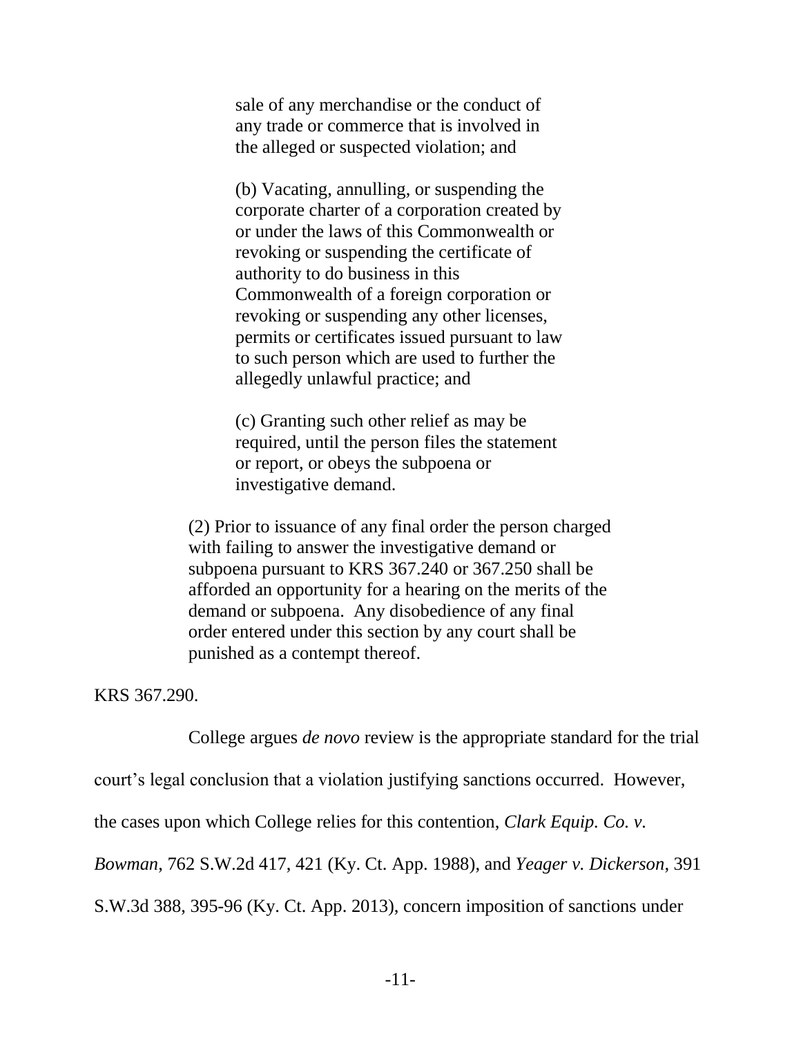> > sale of any merchandise or the conduct of any trade or commerce that is involved in the alleged or suspected violation; and
> >
> > (b) Vacating, annulling, or suspending the corporate charter of a corporation created by or under the laws of this Commonwealth or revoking or suspending the certificate of authority to do business in this Commonwealth of a foreign corporation or revoking or suspending any other licenses, permits or certificates issued pursuant to law to such person which are used to further the allegedly unlawful practice; and
> >
> > (c) Granting such other relief as may be required, until the person files the statement or report, or obeys the subpoena or investigative demand.
>
> (2) Prior to issuance of any final order the person charged with failing to answer the investigative demand or subpoena pursuant to KRS 367.240 or 367.250 shall be afforded an opportunity for a hearing on the merits of the demand or subpoena. Any disobedience of any final order entered under this section by any court shall be punished as a contempt thereof.

KRS 367.290.

College argues *de novo* review is the appropriate standard for the trial court's legal conclusion that a violation justifying sanctions occurred. However, the cases upon which College relies for this contention, *Clark Equip. Co. v. Bowman*, 762 S.W.2d 417, 421 (Ky. Ct. App. 1988), and *Yeager v. Dickerson*, 391 S.W.3d 388, 395-96 (Ky. Ct. App. 2013), concern imposition of sanctions under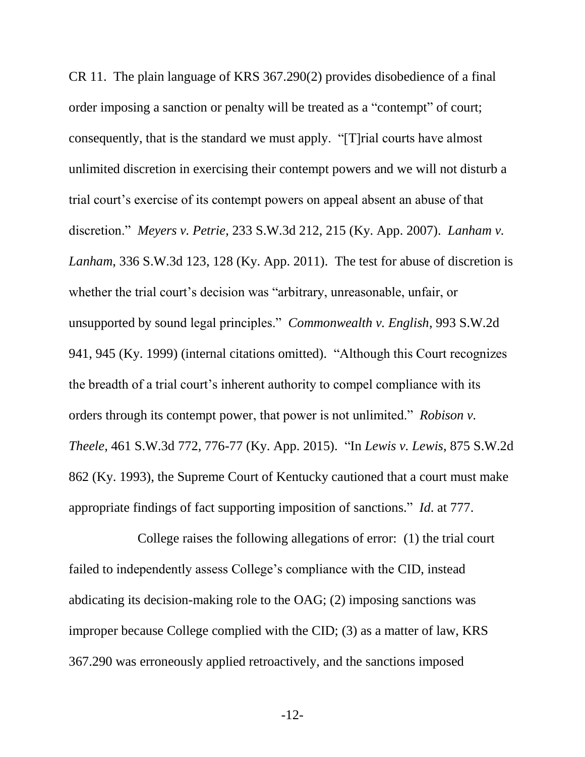CR 11. The plain language of KRS 367.290(2) provides disobedience of a final order imposing a sanction or penalty will be treated as a "contempt" of court; consequently, that is the standard we must apply. "[T]rial courts have almost unlimited discretion in exercising their contempt powers and we will not disturb a trial court's exercise of its contempt powers on appeal absent an abuse of that discretion." *Meyers v. Petrie*, 233 S.W.3d 212, 215 (Ky. App. 2007). *Lanham v. Lanham*, 336 S.W.3d 123, 128 (Ky. App. 2011). The test for abuse of discretion is whether the trial court's decision was "arbitrary, unreasonable, unfair, or unsupported by sound legal principles." *Commonwealth v. English*, 993 S.W.2d 941, 945 (Ky. 1999) (internal citations omitted). "Although this Court recognizes the breadth of a trial court's inherent authority to compel compliance with its orders through its contempt power, that power is not unlimited." *Robison v. Theele*, 461 S.W.3d 772, 776-77 (Ky. App. 2015). "In *Lewis v. Lewis*, 875 S.W.2d 862 (Ky. 1993), the Supreme Court of Kentucky cautioned that a court must make appropriate findings of fact supporting imposition of sanctions." *Id*. at 777.

College raises the following allegations of error: (1) the trial court failed to independently assess College's compliance with the CID, instead abdicating its decision-making role to the OAG; (2) imposing sanctions was improper because College complied with the CID; (3) as a matter of law, KRS 367.290 was erroneously applied retroactively, and the sanctions imposed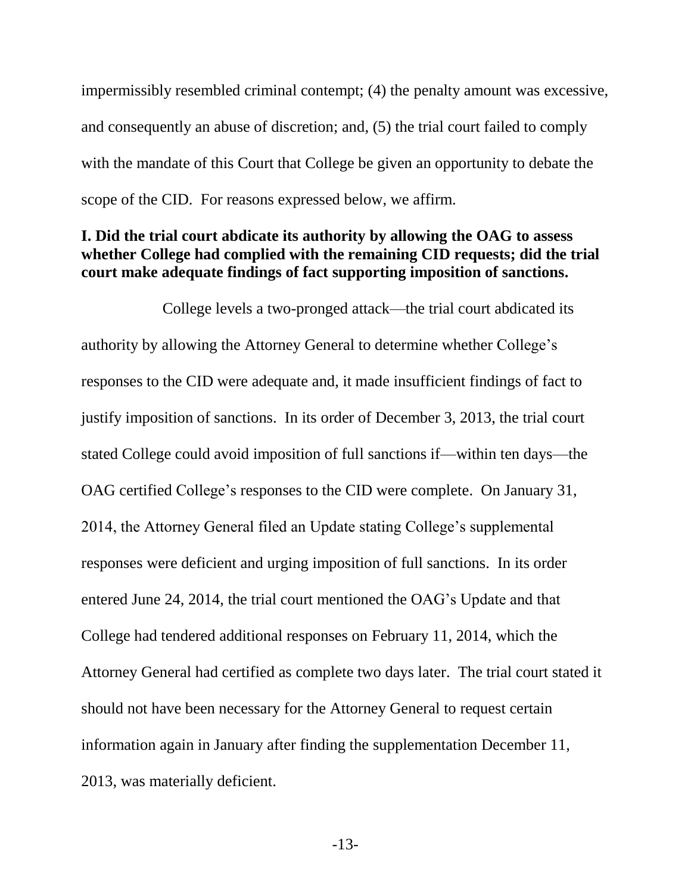impermissibly resembled criminal contempt; (4) the penalty amount was excessive, and consequently an abuse of discretion; and, (5) the trial court failed to comply with the mandate of this Court that College be given an opportunity to debate the scope of the CID. For reasons expressed below, we affirm.

**I. Did the trial court abdicate its authority by allowing the OAG to assess whether College had complied with the remaining CID requests; did the trial court make adequate findings of fact supporting imposition of sanctions.**

College levels a two-pronged attack—the trial court abdicated its authority by allowing the Attorney General to determine whether College's responses to the CID were adequate and, it made insufficient findings of fact to justify imposition of sanctions. In its order of December 3, 2013, the trial court stated College could avoid imposition of full sanctions if—within ten days—the OAG certified College's responses to the CID were complete. On January 31, 2014, the Attorney General filed an Update stating College's supplemental responses were deficient and urging imposition of full sanctions. In its order entered June 24, 2014, the trial court mentioned the OAG's Update and that College had tendered additional responses on February 11, 2014, which the Attorney General had certified as complete two days later. The trial court stated it should not have been necessary for the Attorney General to request certain information again in January after finding the supplementation December 11, 2013, was materially deficient.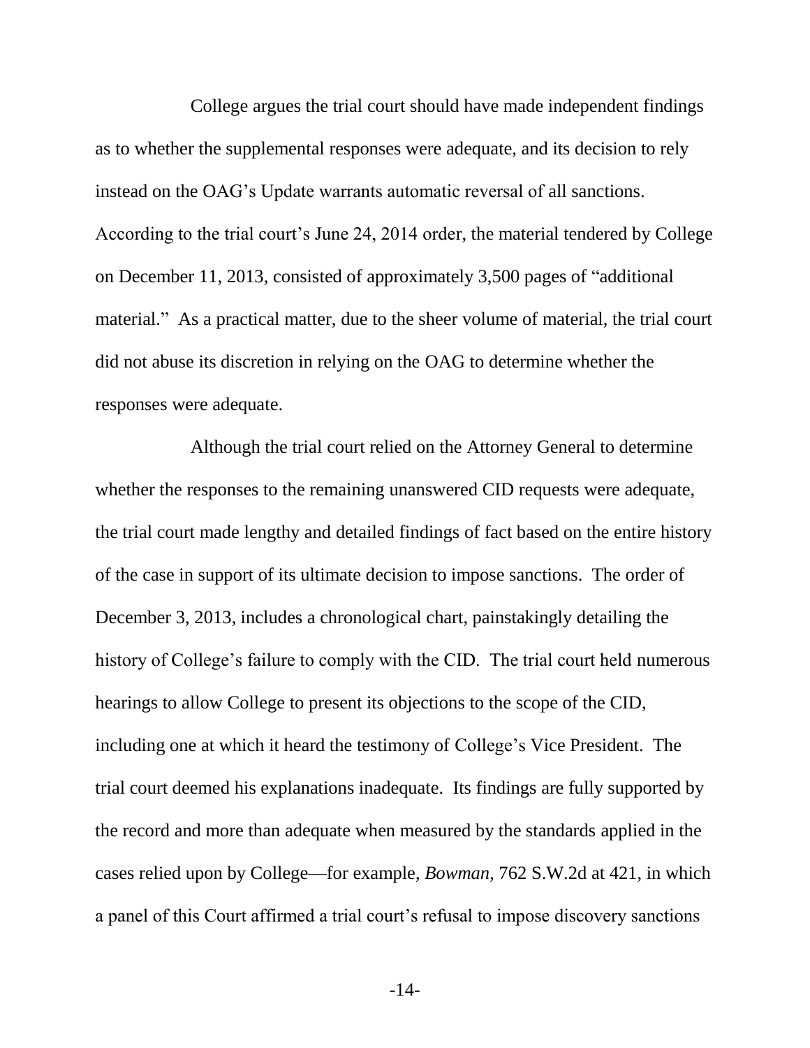College argues the trial court should have made independent findings as to whether the supplemental responses were adequate, and its decision to rely instead on the OAG's Update warrants automatic reversal of all sanctions. According to the trial court's June 24, 2014 order, the material tendered by College on December 11, 2013, consisted of approximately 3,500 pages of "additional material." As a practical matter, due to the sheer volume of material, the trial court did not abuse its discretion in relying on the OAG to determine whether the responses were adequate.

Although the trial court relied on the Attorney General to determine whether the responses to the remaining unanswered CID requests were adequate, the trial court made lengthy and detailed findings of fact based on the entire history of the case in support of its ultimate decision to impose sanctions. The order of December 3, 2013, includes a chronological chart, painstakingly detailing the history of College's failure to comply with the CID. The trial court held numerous hearings to allow College to present its objections to the scope of the CID, including one at which it heard the testimony of College's Vice President. The trial court deemed his explanations inadequate. Its findings are fully supported by the record and more than adequate when measured by the standards applied in the cases relied upon by College—for example, *Bowman*, 762 S.W.2d at 421, in which a panel of this Court affirmed a trial court's refusal to impose discovery sanctions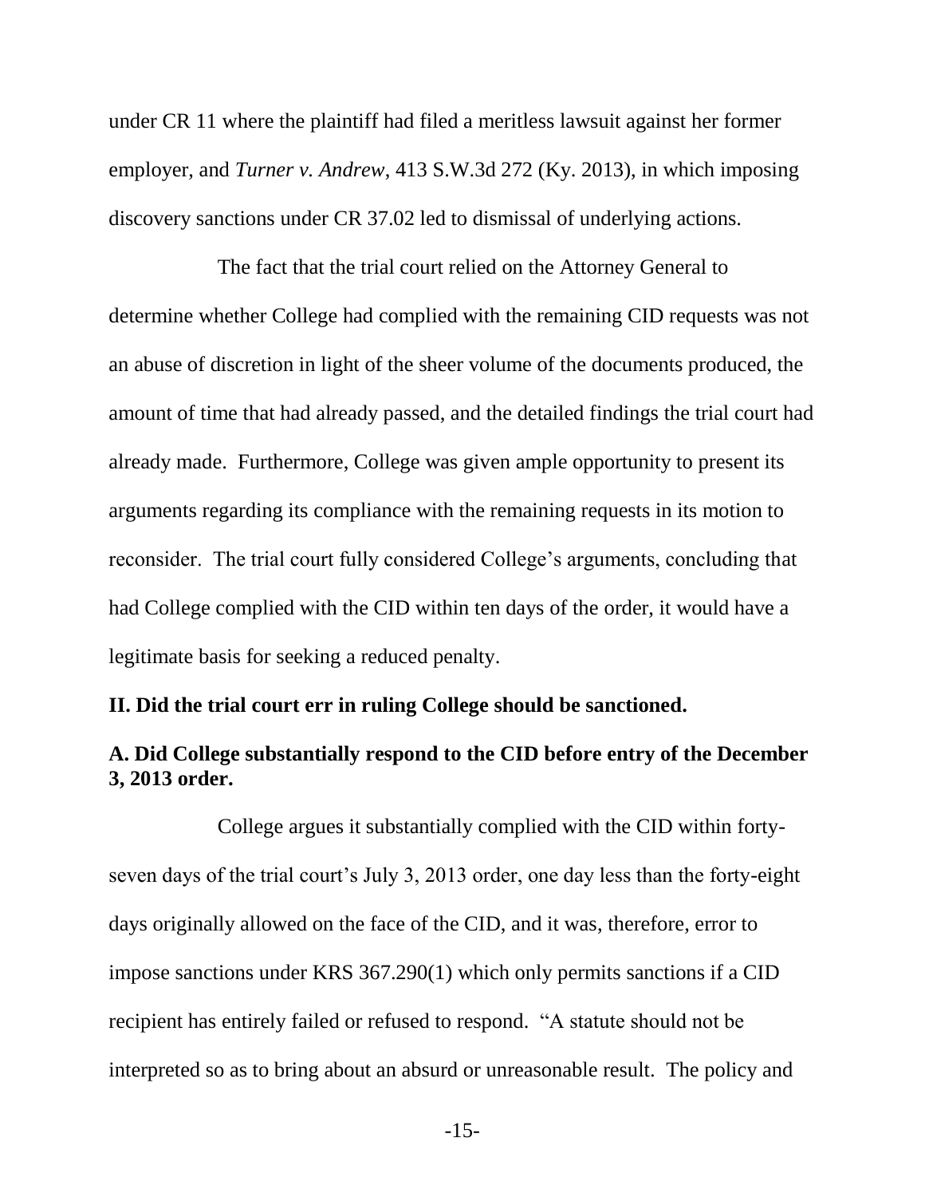under CR 11 where the plaintiff had filed a meritless lawsuit against her former employer, and *Turner v. Andrew*, 413 S.W.3d 272 (Ky. 2013), in which imposing discovery sanctions under CR 37.02 led to dismissal of underlying actions.

The fact that the trial court relied on the Attorney General to determine whether College had complied with the remaining CID requests was not an abuse of discretion in light of the sheer volume of the documents produced, the amount of time that had already passed, and the detailed findings the trial court had already made. Furthermore, College was given ample opportunity to present its arguments regarding its compliance with the remaining requests in its motion to reconsider. The trial court fully considered College's arguments, concluding that had College complied with the CID within ten days of the order, it would have a legitimate basis for seeking a reduced penalty.

**II. Did the trial court err in ruling College should be sanctioned.**

**A. Did College substantially respond to the CID before entry of the December 3, 2013 order.**

College argues it substantially complied with the CID within forty-seven days of the trial court's July 3, 2013 order, one day less than the forty-eight days originally allowed on the face of the CID, and it was, therefore, error to impose sanctions under KRS 367.290(1) which only permits sanctions if a CID recipient has entirely failed or refused to respond. "A statute should not be interpreted so as to bring about an absurd or unreasonable result. The policy and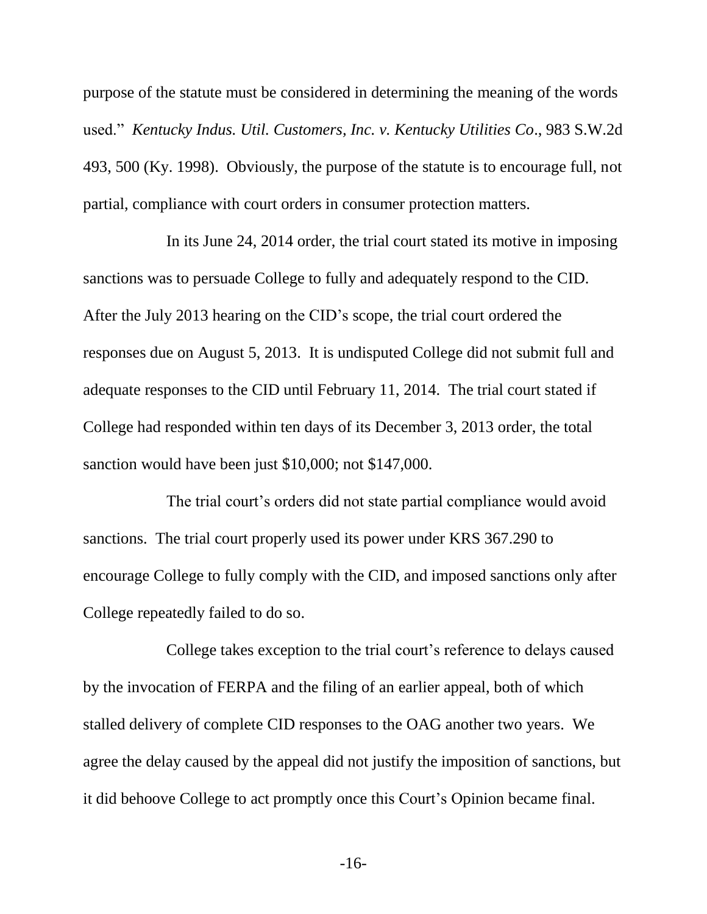purpose of the statute must be considered in determining the meaning of the words used." *Kentucky Indus. Util. Customers, Inc. v. Kentucky Utilities Co*., 983 S.W.2d 493, 500 (Ky. 1998). Obviously, the purpose of the statute is to encourage full, not partial, compliance with court orders in consumer protection matters.

In its June 24, 2014 order, the trial court stated its motive in imposing sanctions was to persuade College to fully and adequately respond to the CID. After the July 2013 hearing on the CID's scope, the trial court ordered the responses due on August 5, 2013. It is undisputed College did not submit full and adequate responses to the CID until February 11, 2014. The trial court stated if College had responded within ten days of its December 3, 2013 order, the total sanction would have been just $10,000; not $147,000.

The trial court's orders did not state partial compliance would avoid sanctions. The trial court properly used its power under KRS 367.290 to encourage College to fully comply with the CID, and imposed sanctions only after College repeatedly failed to do so.

College takes exception to the trial court's reference to delays caused by the invocation of FERPA and the filing of an earlier appeal, both of which stalled delivery of complete CID responses to the OAG another two years. We agree the delay caused by the appeal did not justify the imposition of sanctions, but it did behoove College to act promptly once this Court's Opinion became final.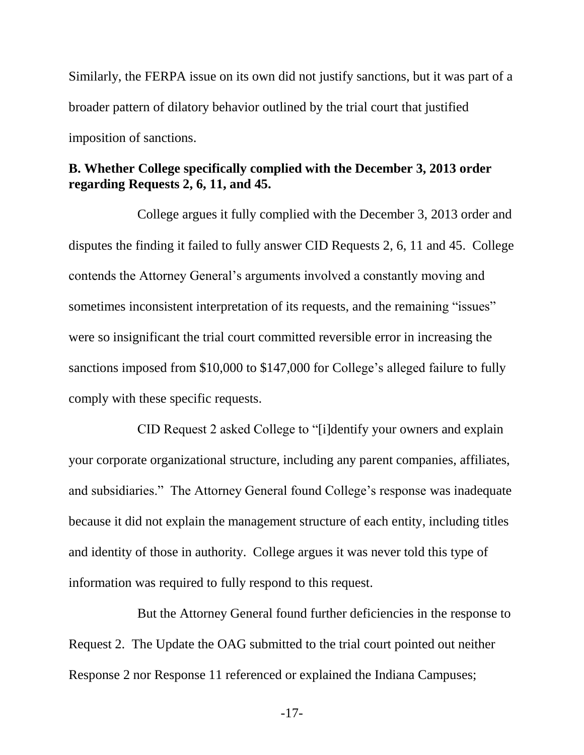Similarly, the FERPA issue on its own did not justify sanctions, but it was part of a broader pattern of dilatory behavior outlined by the trial court that justified imposition of sanctions.

**B. Whether College specifically complied with the December 3, 2013 order regarding Requests 2, 6, 11, and 45.**

College argues it fully complied with the December 3, 2013 order and disputes the finding it failed to fully answer CID Requests 2, 6, 11 and 45. College contends the Attorney General's arguments involved a constantly moving and sometimes inconsistent interpretation of its requests, and the remaining "issues" were so insignificant the trial court committed reversible error in increasing the sanctions imposed from $10,000 to $147,000 for College's alleged failure to fully comply with these specific requests.

CID Request 2 asked College to "[i]dentify your owners and explain your corporate organizational structure, including any parent companies, affiliates, and subsidiaries." The Attorney General found College's response was inadequate because it did not explain the management structure of each entity, including titles and identity of those in authority. College argues it was never told this type of information was required to fully respond to this request.

But the Attorney General found further deficiencies in the response to Request 2. The Update the OAG submitted to the trial court pointed out neither Response 2 nor Response 11 referenced or explained the Indiana Campuses;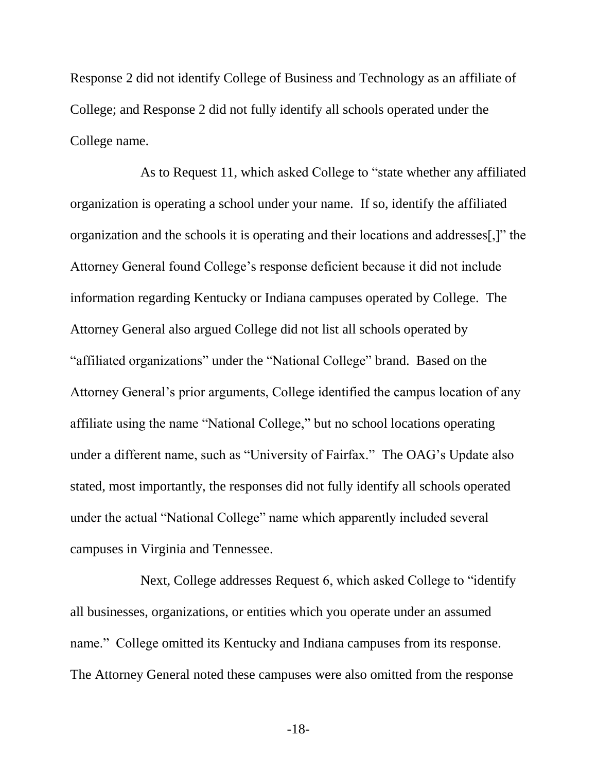Response 2 did not identify College of Business and Technology as an affiliate of College; and Response 2 did not fully identify all schools operated under the College name.

As to Request 11, which asked College to "state whether any affiliated organization is operating a school under your name. If so, identify the affiliated organization and the schools it is operating and their locations and addresses[,]" the Attorney General found College's response deficient because it did not include information regarding Kentucky or Indiana campuses operated by College. The Attorney General also argued College did not list all schools operated by "affiliated organizations" under the "National College" brand. Based on the Attorney General's prior arguments, College identified the campus location of any affiliate using the name "National College," but no school locations operating under a different name, such as "University of Fairfax." The OAG's Update also stated, most importantly, the responses did not fully identify all schools operated under the actual "National College" name which apparently included several campuses in Virginia and Tennessee.

Next, College addresses Request 6, which asked College to "identify all businesses, organizations, or entities which you operate under an assumed name." College omitted its Kentucky and Indiana campuses from its response. The Attorney General noted these campuses were also omitted from the response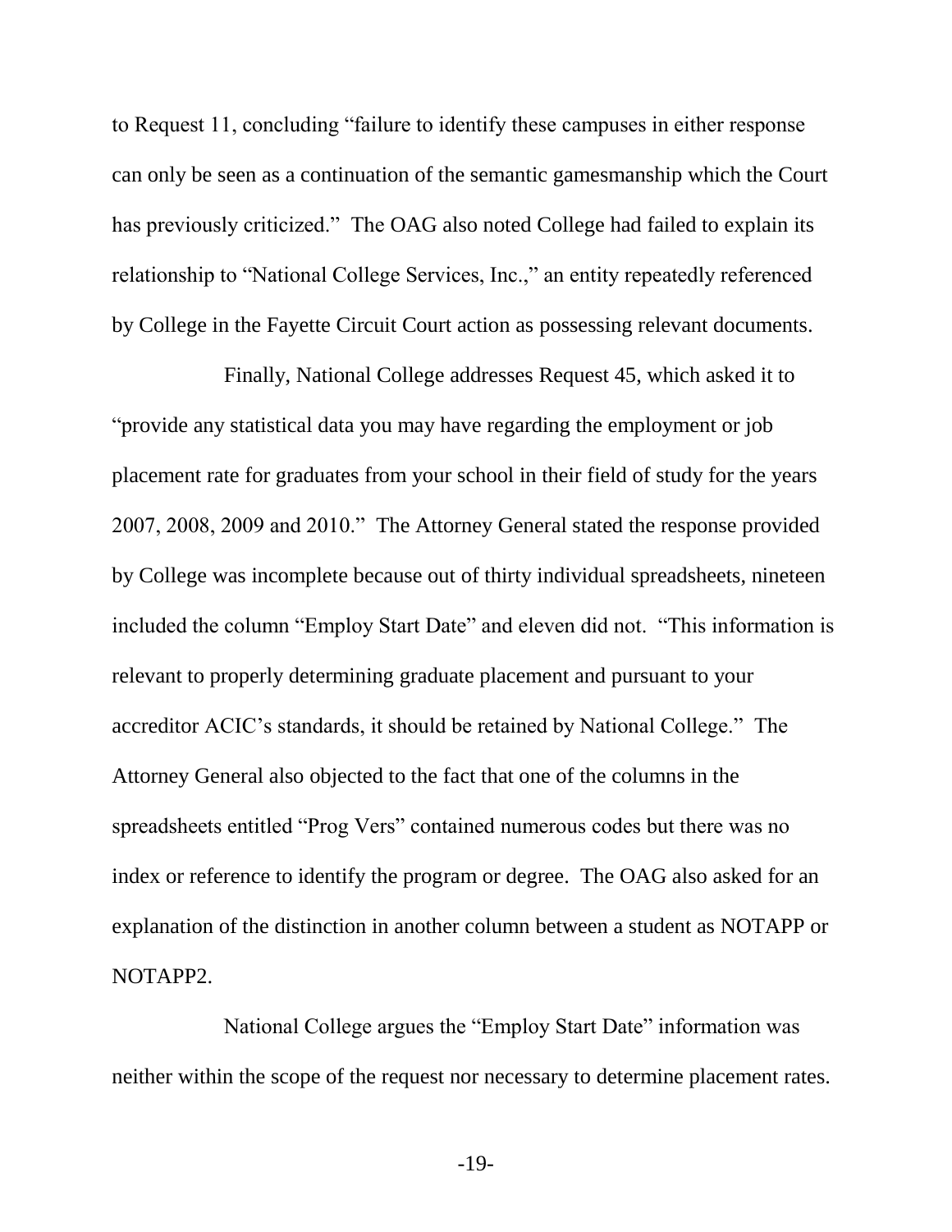to Request 11, concluding "failure to identify these campuses in either response can only be seen as a continuation of the semantic gamesmanship which the Court has previously criticized." The OAG also noted College had failed to explain its relationship to "National College Services, Inc.," an entity repeatedly referenced by College in the Fayette Circuit Court action as possessing relevant documents.

Finally, National College addresses Request 45, which asked it to "provide any statistical data you may have regarding the employment or job placement rate for graduates from your school in their field of study for the years 2007, 2008, 2009 and 2010." The Attorney General stated the response provided by College was incomplete because out of thirty individual spreadsheets, nineteen included the column "Employ Start Date" and eleven did not. "This information is relevant to properly determining graduate placement and pursuant to your accreditor ACIC's standards, it should be retained by National College." The Attorney General also objected to the fact that one of the columns in the spreadsheets entitled "Prog Vers" contained numerous codes but there was no index or reference to identify the program or degree. The OAG also asked for an explanation of the distinction in another column between a student as NOTAPP or NOTAPP2.

National College argues the "Employ Start Date" information was neither within the scope of the request nor necessary to determine placement rates.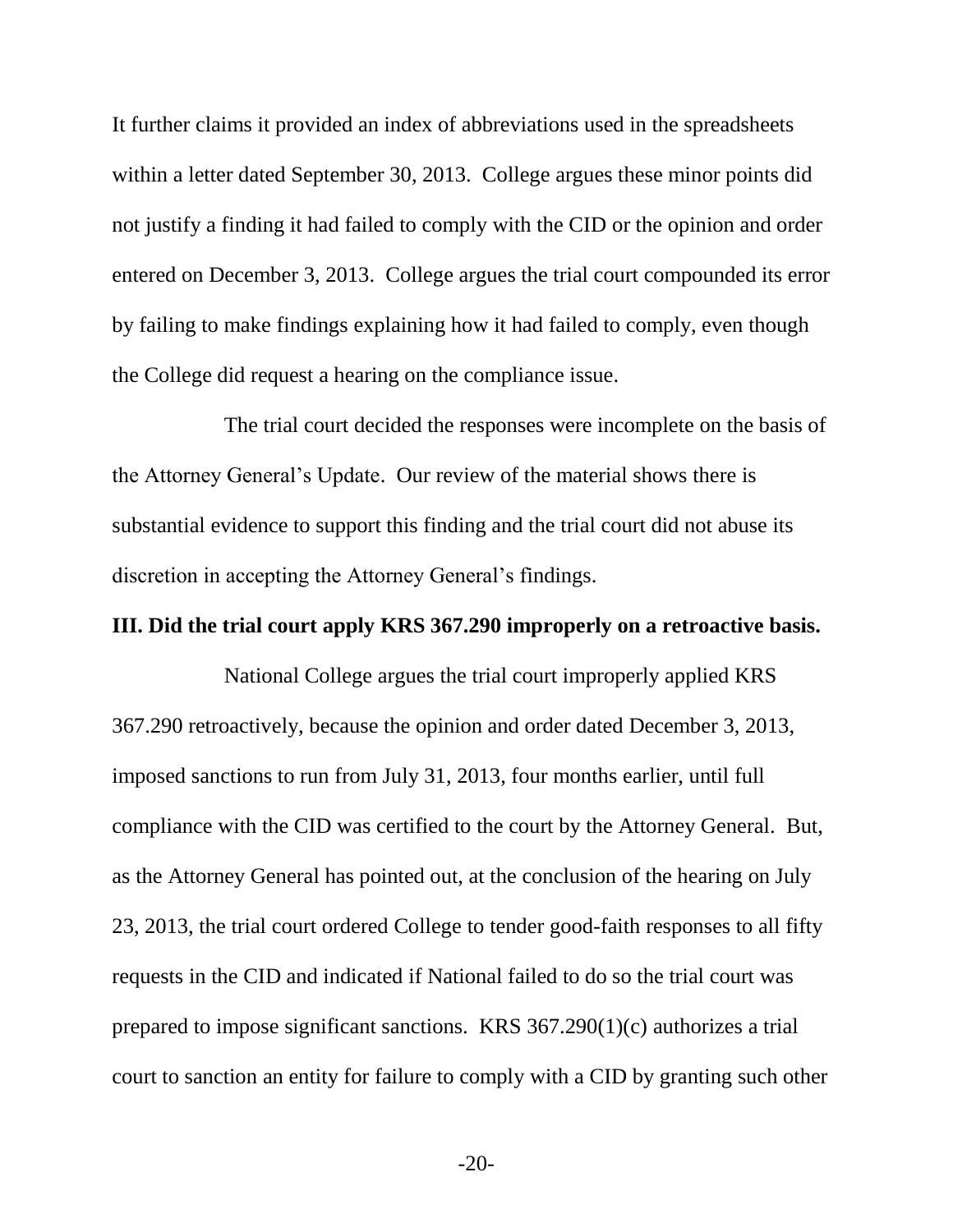It further claims it provided an index of abbreviations used in the spreadsheets within a letter dated September 30, 2013. College argues these minor points did not justify a finding it had failed to comply with the CID or the opinion and order entered on December 3, 2013. College argues the trial court compounded its error by failing to make findings explaining how it had failed to comply, even though the College did request a hearing on the compliance issue.

The trial court decided the responses were incomplete on the basis of the Attorney General's Update. Our review of the material shows there is substantial evidence to support this finding and the trial court did not abuse its discretion in accepting the Attorney General's findings.

**III. Did the trial court apply KRS 367.290 improperly on a retroactive basis.**

National College argues the trial court improperly applied KRS 367.290 retroactively, because the opinion and order dated December 3, 2013, imposed sanctions to run from July 31, 2013, four months earlier, until full compliance with the CID was certified to the court by the Attorney General. But, as the Attorney General has pointed out, at the conclusion of the hearing on July 23, 2013, the trial court ordered College to tender good-faith responses to all fifty requests in the CID and indicated if National failed to do so the trial court was prepared to impose significant sanctions. KRS 367.290(1)(c) authorizes a trial court to sanction an entity for failure to comply with a CID by granting such other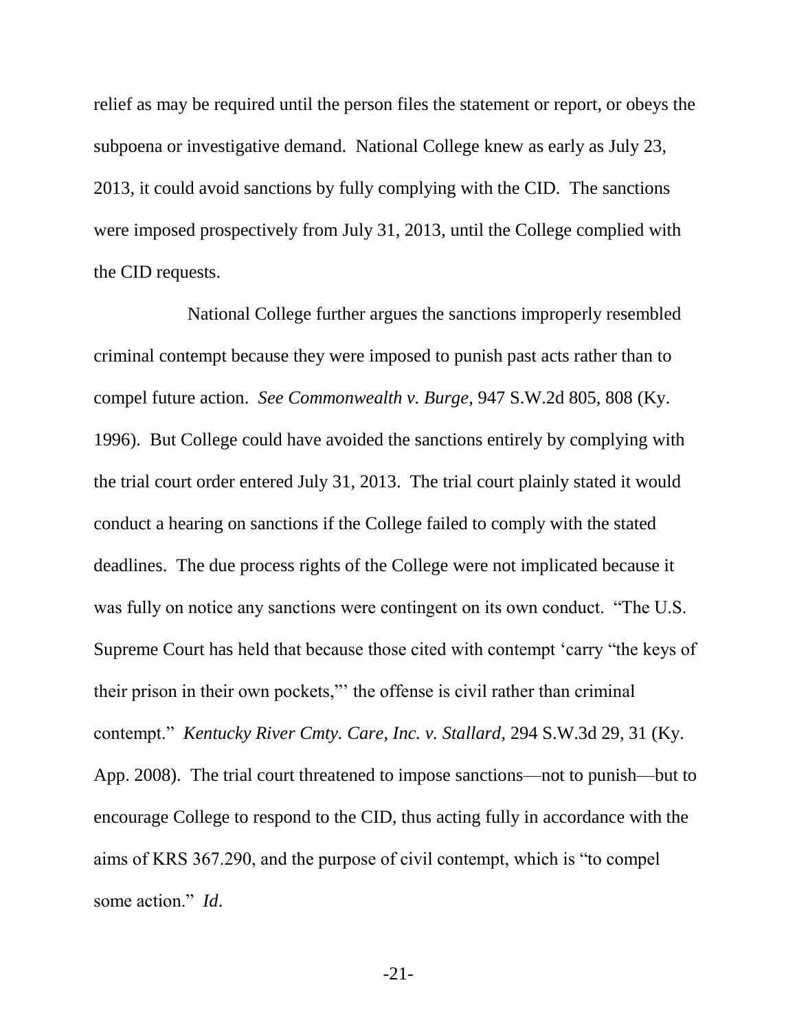relief as may be required until the person files the statement or report, or obeys the subpoena or investigative demand. National College knew as early as July 23, 2013, it could avoid sanctions by fully complying with the CID. The sanctions were imposed prospectively from July 31, 2013, until the College complied with the CID requests.

National College further argues the sanctions improperly resembled criminal contempt because they were imposed to punish past acts rather than to compel future action. *See Commonwealth v. Burge*, 947 S.W.2d 805, 808 (Ky. 1996). But College could have avoided the sanctions entirely by complying with the trial court order entered July 31, 2013. The trial court plainly stated it would conduct a hearing on sanctions if the College failed to comply with the stated deadlines. The due process rights of the College were not implicated because it was fully on notice any sanctions were contingent on its own conduct. "The U.S. Supreme Court has held that because those cited with contempt 'carry "the keys of their prison in their own pockets,"' the offense is civil rather than criminal contempt." *Kentucky River Cmty. Care, Inc. v. Stallard*, 294 S.W.3d 29, 31 (Ky. App. 2008). The trial court threatened to impose sanctions—not to punish—but to encourage College to respond to the CID, thus acting fully in accordance with the aims of KRS 367.290, and the purpose of civil contempt, which is "to compel some action." *Id*.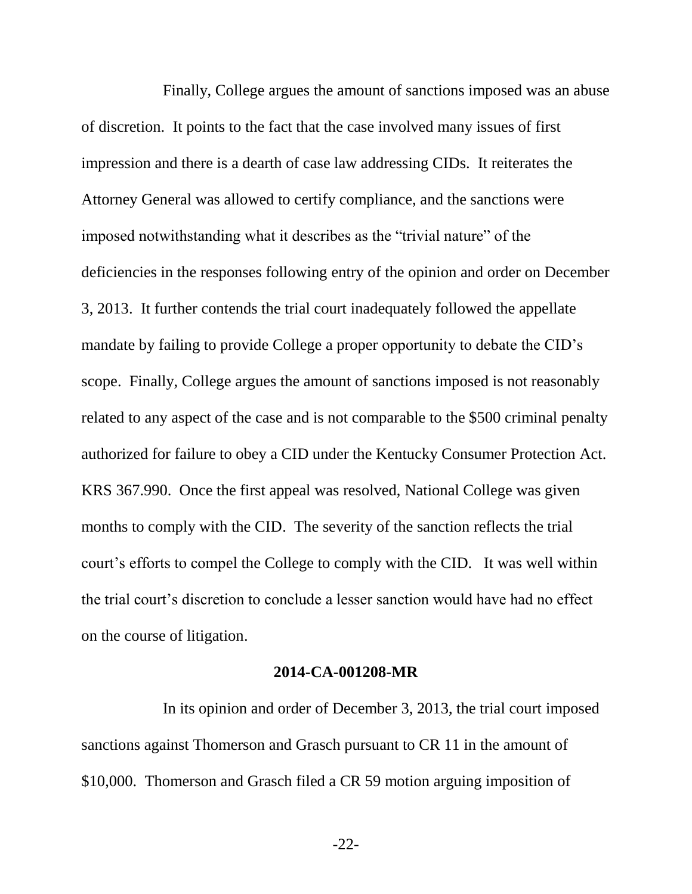Finally, College argues the amount of sanctions imposed was an abuse of discretion. It points to the fact that the case involved many issues of first impression and there is a dearth of case law addressing CIDs. It reiterates the Attorney General was allowed to certify compliance, and the sanctions were imposed notwithstanding what it describes as the "trivial nature" of the deficiencies in the responses following entry of the opinion and order on December 3, 2013. It further contends the trial court inadequately followed the appellate mandate by failing to provide College a proper opportunity to debate the CID's scope. Finally, College argues the amount of sanctions imposed is not reasonably related to any aspect of the case and is not comparable to the $500 criminal penalty authorized for failure to obey a CID under the Kentucky Consumer Protection Act. KRS 367.990. Once the first appeal was resolved, National College was given months to comply with the CID. The severity of the sanction reflects the trial court's efforts to compel the College to comply with the CID. It was well within the trial court's discretion to conclude a lesser sanction would have had no effect on the course of litigation.

**2014-CA-001208-MR**

In its opinion and order of December 3, 2013, the trial court imposed sanctions against Thomerson and Grasch pursuant to CR 11 in the amount of $10,000. Thomerson and Grasch filed a CR 59 motion arguing imposition of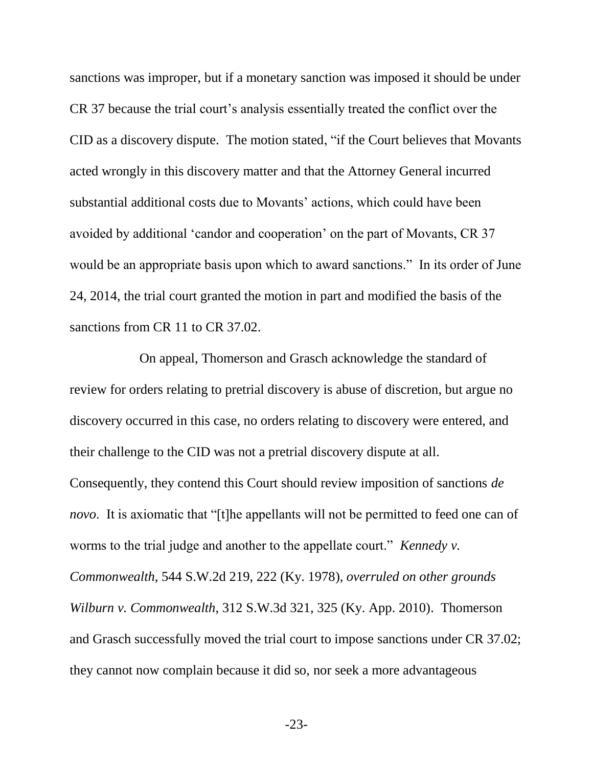sanctions was improper, but if a monetary sanction was imposed it should be under CR 37 because the trial court's analysis essentially treated the conflict over the CID as a discovery dispute. The motion stated, "if the Court believes that Movants acted wrongly in this discovery matter and that the Attorney General incurred substantial additional costs due to Movants' actions, which could have been avoided by additional 'candor and cooperation' on the part of Movants, CR 37 would be an appropriate basis upon which to award sanctions." In its order of June 24, 2014, the trial court granted the motion in part and modified the basis of the sanctions from CR 11 to CR 37.02.

On appeal, Thomerson and Grasch acknowledge the standard of review for orders relating to pretrial discovery is abuse of discretion, but argue no discovery occurred in this case, no orders relating to discovery were entered, and their challenge to the CID was not a pretrial discovery dispute at all. Consequently, they contend this Court should review imposition of sanctions *de novo*. It is axiomatic that "[t]he appellants will not be permitted to feed one can of worms to the trial judge and another to the appellate court." *Kennedy v. Commonwealth*, 544 S.W.2d 219, 222 (Ky. 1978), *overruled on other grounds Wilburn v. Commonwealth*, 312 S.W.3d 321, 325 (Ky. App. 2010). Thomerson and Grasch successfully moved the trial court to impose sanctions under CR 37.02; they cannot now complain because it did so, nor seek a more advantageous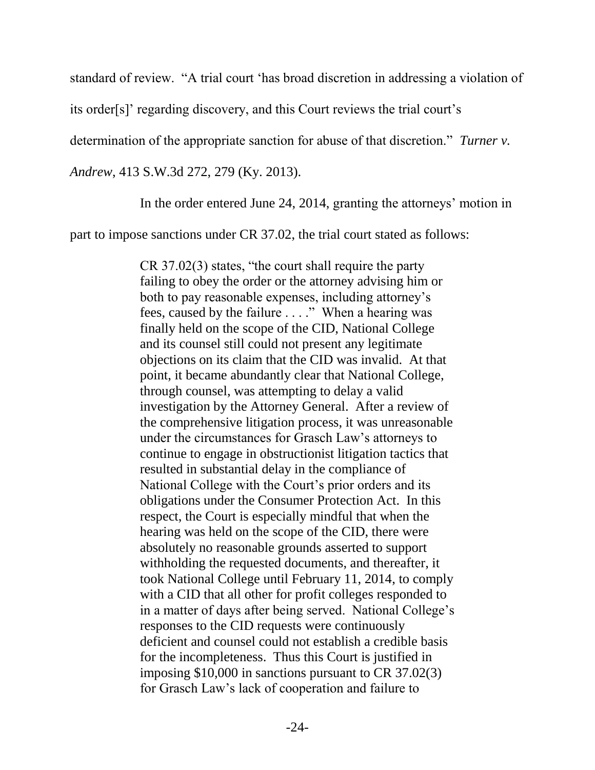standard of review. "A trial court 'has broad discretion in addressing a violation of its order[s]' regarding discovery, and this Court reviews the trial court's determination of the appropriate sanction for abuse of that discretion." *Turner v. Andrew*, 413 S.W.3d 272, 279 (Ky. 2013).

In the order entered June 24, 2014, granting the attorneys' motion in part to impose sanctions under CR 37.02, the trial court stated as follows:

> CR 37.02(3) states, "the court shall require the party failing to obey the order or the attorney advising him or both to pay reasonable expenses, including attorney's fees, caused by the failure . . . ." When a hearing was finally held on the scope of the CID, National College and its counsel still could not present any legitimate objections on its claim that the CID was invalid. At that point, it became abundantly clear that National College, through counsel, was attempting to delay a valid investigation by the Attorney General. After a review of the comprehensive litigation process, it was unreasonable under the circumstances for Grasch Law's attorneys to continue to engage in obstructionist litigation tactics that resulted in substantial delay in the compliance of National College with the Court's prior orders and its obligations under the Consumer Protection Act. In this respect, the Court is especially mindful that when the hearing was held on the scope of the CID, there were absolutely no reasonable grounds asserted to support withholding the requested documents, and thereafter, it took National College until February 11, 2014, to comply with a CID that all other for profit colleges responded to in a matter of days after being served. National College's responses to the CID requests were continuously deficient and counsel could not establish a credible basis for the incompleteness. Thus this Court is justified in imposing $10,000 in sanctions pursuant to CR 37.02(3) for Grasch Law's lack of cooperation and failure to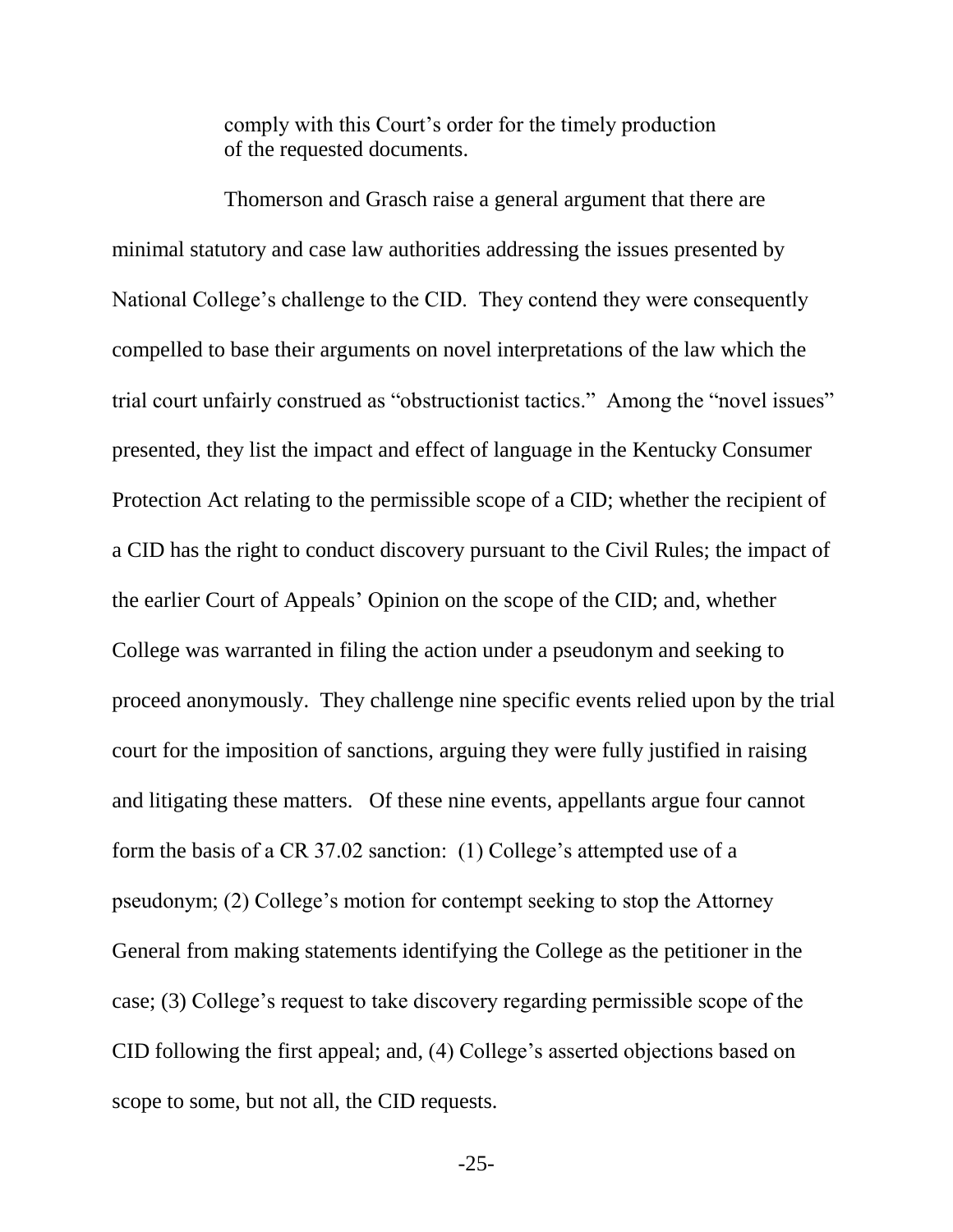comply with this Court's order for the timely production of the requested documents.

Thomerson and Grasch raise a general argument that there are minimal statutory and case law authorities addressing the issues presented by National College's challenge to the CID. They contend they were consequently compelled to base their arguments on novel interpretations of the law which the trial court unfairly construed as "obstructionist tactics." Among the "novel issues" presented, they list the impact and effect of language in the Kentucky Consumer Protection Act relating to the permissible scope of a CID; whether the recipient of a CID has the right to conduct discovery pursuant to the Civil Rules; the impact of the earlier Court of Appeals' Opinion on the scope of the CID; and, whether College was warranted in filing the action under a pseudonym and seeking to proceed anonymously. They challenge nine specific events relied upon by the trial court for the imposition of sanctions, arguing they were fully justified in raising and litigating these matters. Of these nine events, appellants argue four cannot form the basis of a CR 37.02 sanction: (1) College's attempted use of a pseudonym; (2) College's motion for contempt seeking to stop the Attorney General from making statements identifying the College as the petitioner in the case; (3) College's request to take discovery regarding permissible scope of the CID following the first appeal; and, (4) College's asserted objections based on scope to some, but not all, the CID requests.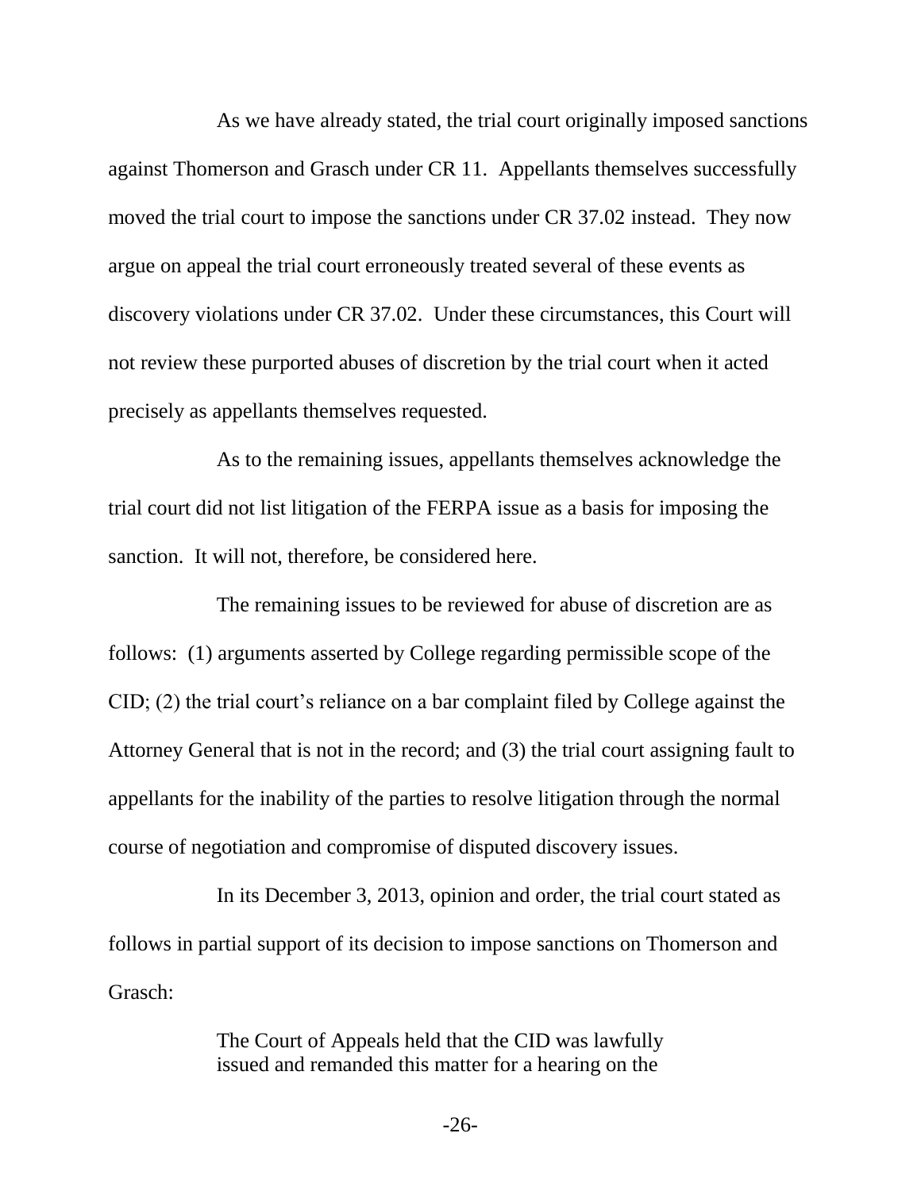As we have already stated, the trial court originally imposed sanctions against Thomerson and Grasch under CR 11. Appellants themselves successfully moved the trial court to impose the sanctions under CR 37.02 instead. They now argue on appeal the trial court erroneously treated several of these events as discovery violations under CR 37.02. Under these circumstances, this Court will not review these purported abuses of discretion by the trial court when it acted precisely as appellants themselves requested.

As to the remaining issues, appellants themselves acknowledge the trial court did not list litigation of the FERPA issue as a basis for imposing the sanction. It will not, therefore, be considered here.

The remaining issues to be reviewed for abuse of discretion are as follows: (1) arguments asserted by College regarding permissible scope of the CID; (2) the trial court's reliance on a bar complaint filed by College against the Attorney General that is not in the record; and (3) the trial court assigning fault to appellants for the inability of the parties to resolve litigation through the normal course of negotiation and compromise of disputed discovery issues.

In its December 3, 2013, opinion and order, the trial court stated as follows in partial support of its decision to impose sanctions on Thomerson and Grasch:

> The Court of Appeals held that the CID was lawfully issued and remanded this matter for a hearing on the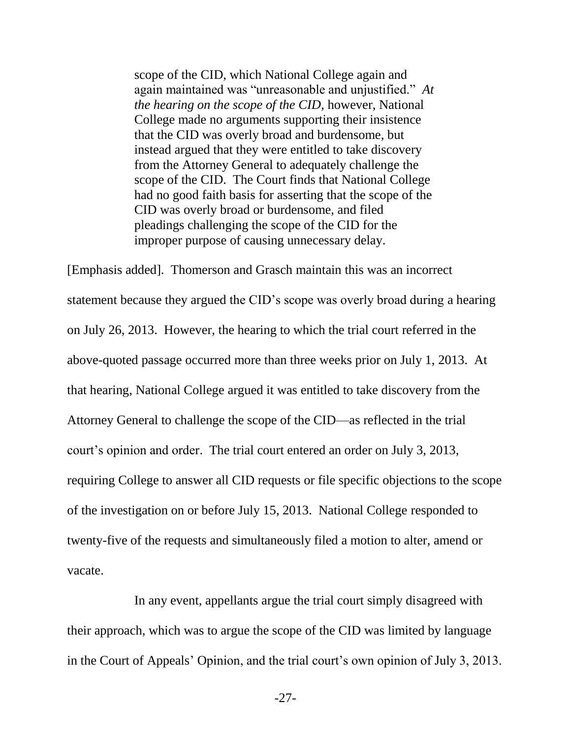> scope of the CID, which National College again and again maintained was "unreasonable and unjustified." *At the hearing on the scope of the CID*, however, National College made no arguments supporting their insistence that the CID was overly broad and burdensome, but instead argued that they were entitled to take discovery from the Attorney General to adequately challenge the scope of the CID. The Court finds that National College had no good faith basis for asserting that the scope of the CID was overly broad or burdensome, and filed pleadings challenging the scope of the CID for the improper purpose of causing unnecessary delay.

[Emphasis added]. Thomerson and Grasch maintain this was an incorrect statement because they argued the CID's scope was overly broad during a hearing on July 26, 2013. However, the hearing to which the trial court referred in the above-quoted passage occurred more than three weeks prior on July 1, 2013. At that hearing, National College argued it was entitled to take discovery from the Attorney General to challenge the scope of the CID—as reflected in the trial court's opinion and order. The trial court entered an order on July 3, 2013, requiring College to answer all CID requests or file specific objections to the scope of the investigation on or before July 15, 2013. National College responded to twenty-five of the requests and simultaneously filed a motion to alter, amend or vacate.

In any event, appellants argue the trial court simply disagreed with their approach, which was to argue the scope of the CID was limited by language in the Court of Appeals' Opinion, and the trial court's own opinion of July 3, 2013.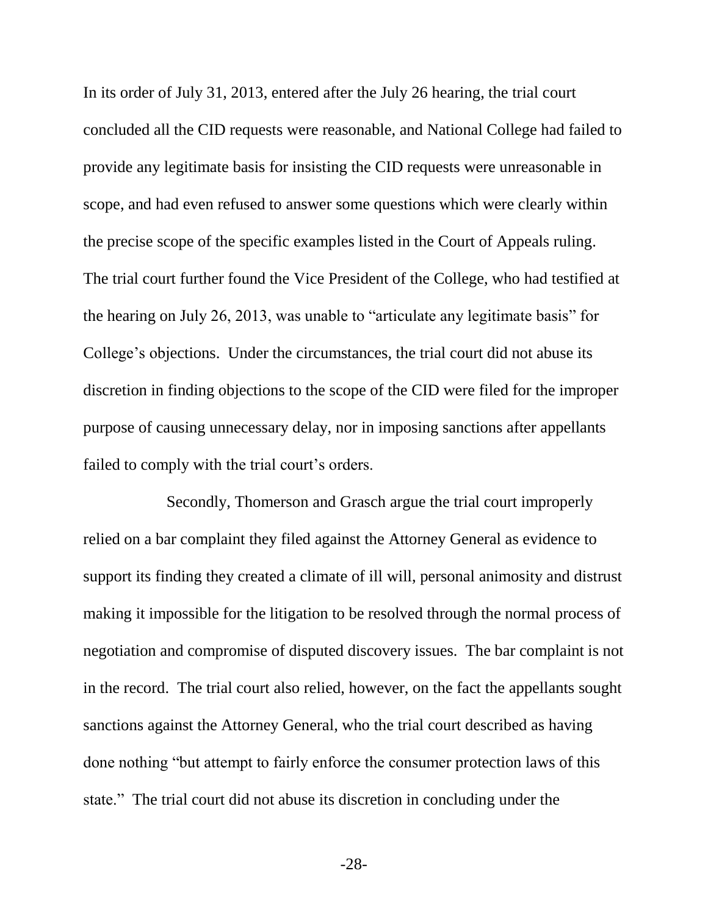In its order of July 31, 2013, entered after the July 26 hearing, the trial court concluded all the CID requests were reasonable, and National College had failed to provide any legitimate basis for insisting the CID requests were unreasonable in scope, and had even refused to answer some questions which were clearly within the precise scope of the specific examples listed in the Court of Appeals ruling. The trial court further found the Vice President of the College, who had testified at the hearing on July 26, 2013, was unable to "articulate any legitimate basis" for College's objections. Under the circumstances, the trial court did not abuse its discretion in finding objections to the scope of the CID were filed for the improper purpose of causing unnecessary delay, nor in imposing sanctions after appellants failed to comply with the trial court's orders.

Secondly, Thomerson and Grasch argue the trial court improperly relied on a bar complaint they filed against the Attorney General as evidence to support its finding they created a climate of ill will, personal animosity and distrust making it impossible for the litigation to be resolved through the normal process of negotiation and compromise of disputed discovery issues. The bar complaint is not in the record. The trial court also relied, however, on the fact the appellants sought sanctions against the Attorney General, who the trial court described as having done nothing "but attempt to fairly enforce the consumer protection laws of this state." The trial court did not abuse its discretion in concluding under the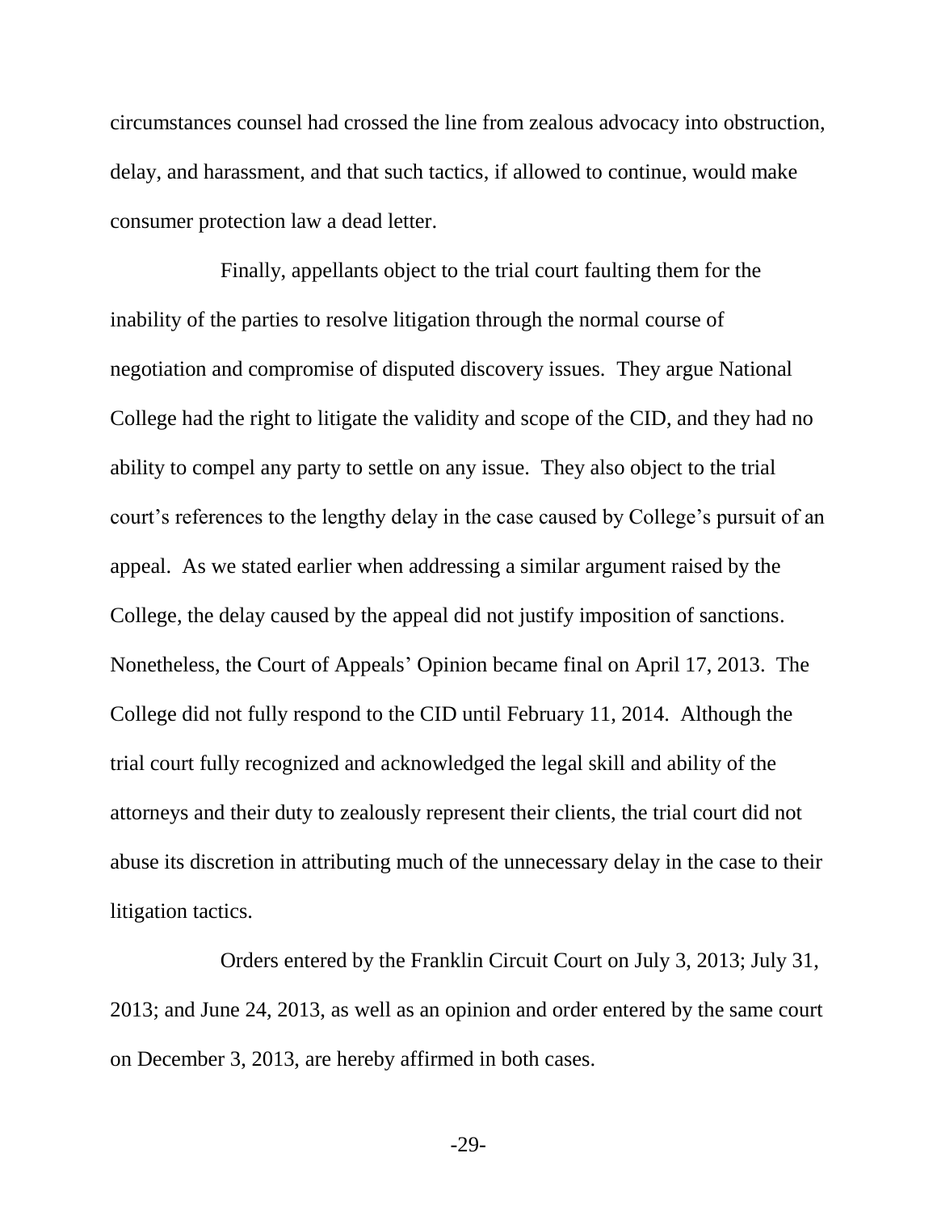circumstances counsel had crossed the line from zealous advocacy into obstruction, delay, and harassment, and that such tactics, if allowed to continue, would make consumer protection law a dead letter.

Finally, appellants object to the trial court faulting them for the inability of the parties to resolve litigation through the normal course of negotiation and compromise of disputed discovery issues. They argue National College had the right to litigate the validity and scope of the CID, and they had no ability to compel any party to settle on any issue. They also object to the trial court's references to the lengthy delay in the case caused by College's pursuit of an appeal. As we stated earlier when addressing a similar argument raised by the College, the delay caused by the appeal did not justify imposition of sanctions. Nonetheless, the Court of Appeals' Opinion became final on April 17, 2013. The College did not fully respond to the CID until February 11, 2014. Although the trial court fully recognized and acknowledged the legal skill and ability of the attorneys and their duty to zealously represent their clients, the trial court did not abuse its discretion in attributing much of the unnecessary delay in the case to their litigation tactics.

Orders entered by the Franklin Circuit Court on July 3, 2013; July 31, 2013; and June 24, 2013, as well as an opinion and order entered by the same court on December 3, 2013, are hereby affirmed in both cases.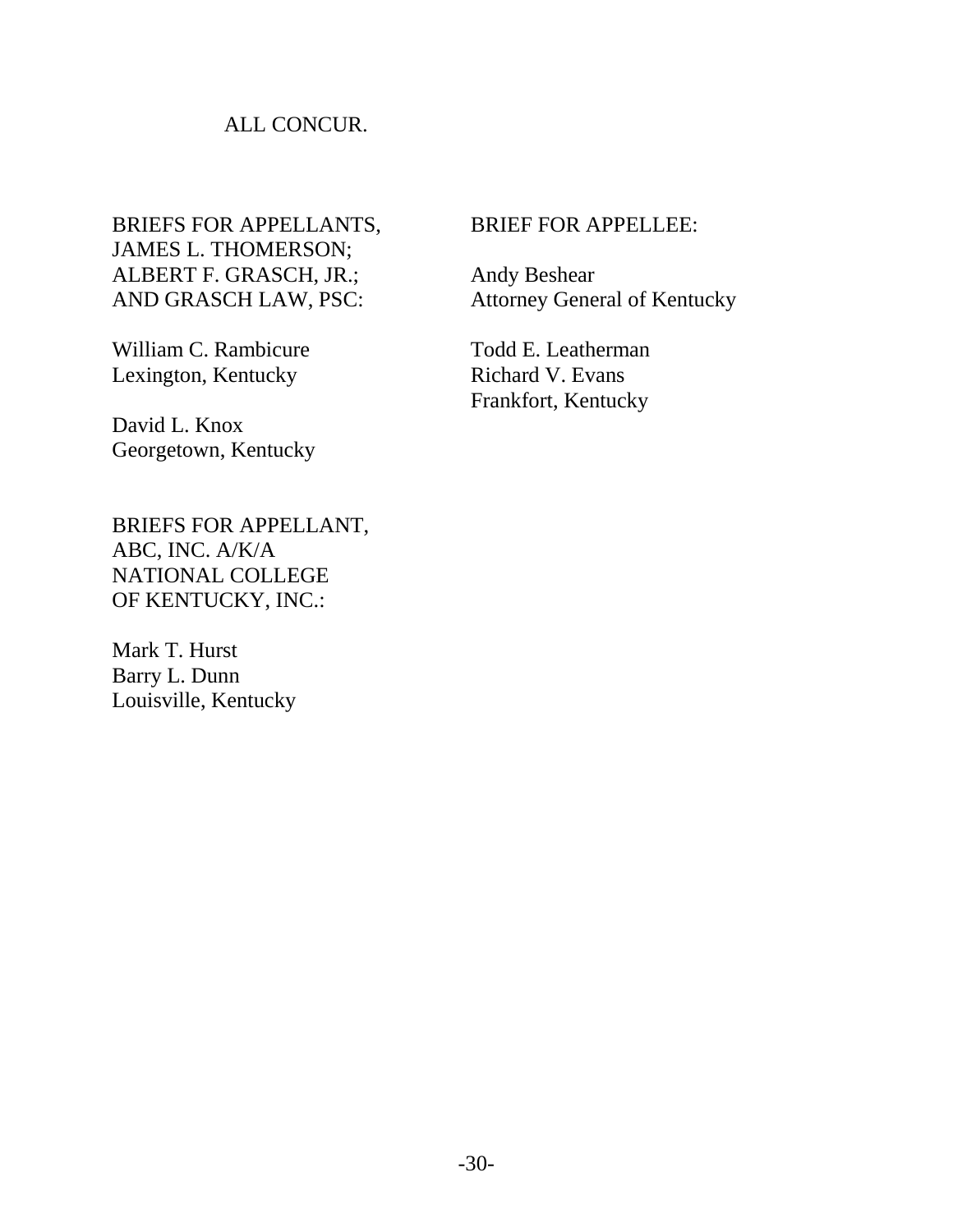ALL CONCUR.

BRIEFS FOR APPELLANTS,
JAMES L. THOMERSON;
ALBERT F. GRASCH, JR.;
AND GRASCH LAW, PSC:

William C. Rambicure
Lexington, Kentucky

David L. Knox
Georgetown, Kentucky

BRIEFS FOR APPELLANT,
ABC, INC. A/K/A
NATIONAL COLLEGE
OF KENTUCKY, INC.:

Mark T. Hurst
Barry L. Dunn
Louisville, Kentucky

BRIEF FOR APPELLEE:

Andy Beshear
Attorney General of Kentucky

Todd E. Leatherman
Richard V. Evans
Frankfort, Kentucky